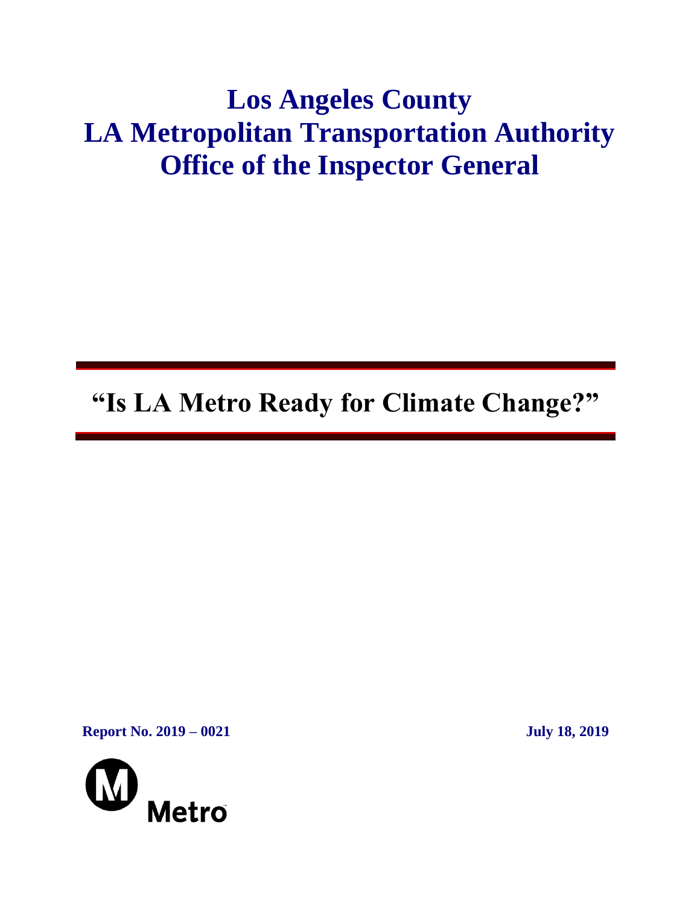# Los Angeles County
# LA Metropolitan Transportation Authority
# Office of the Inspector General

---

## "Is LA Metro Ready for Climate Change?"

---

**Report No. 2019 – 0021** **July 18, 2019**

Metro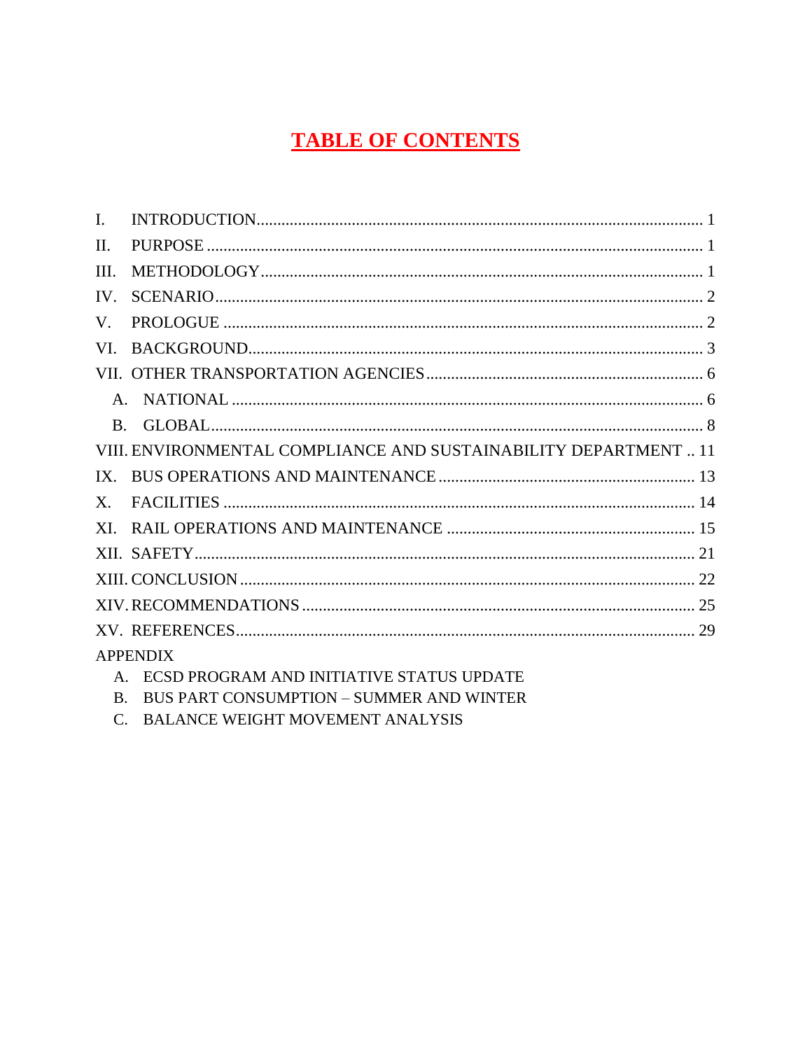# TABLE OF CONTENTS

I. INTRODUCTION........................................................................................................... 1

II. PURPOSE ....................................................................................................................... 1

III. METHODOLOGY.......................................................................................................... 1

IV. SCENARIO..................................................................................................................... 2

V. PROLOGUE ................................................................................................................... 2

VI. BACKGROUND............................................................................................................. 3

VII. OTHER TRANSPORTATION AGENCIES .................................................................. 6

 A. NATIONAL ................................................................................................................. 6

 B. GLOBAL....................................................................................................................... 8

VIII. ENVIRONMENTAL COMPLIANCE AND SUSTAINABILITY DEPARTMENT .. 11

IX. BUS OPERATIONS AND MAINTENANCE ............................................................. 13

X. FACILITIES ................................................................................................................. 14

XI. RAIL OPERATIONS AND MAINTENANCE ........................................................... 15

XII. SAFETY........................................................................................................................ 21

XIII. CONCLUSION ............................................................................................................. 22

XIV. RECOMMENDATIONS .............................................................................................. 25

XV. REFERENCES.............................................................................................................. 29

APPENDIX

 A. ECSD PROGRAM AND INITIATIVE STATUS UPDATE

 B. BUS PART CONSUMPTION – SUMMER AND WINTER

 C. BALANCE WEIGHT MOVEMENT ANALYSIS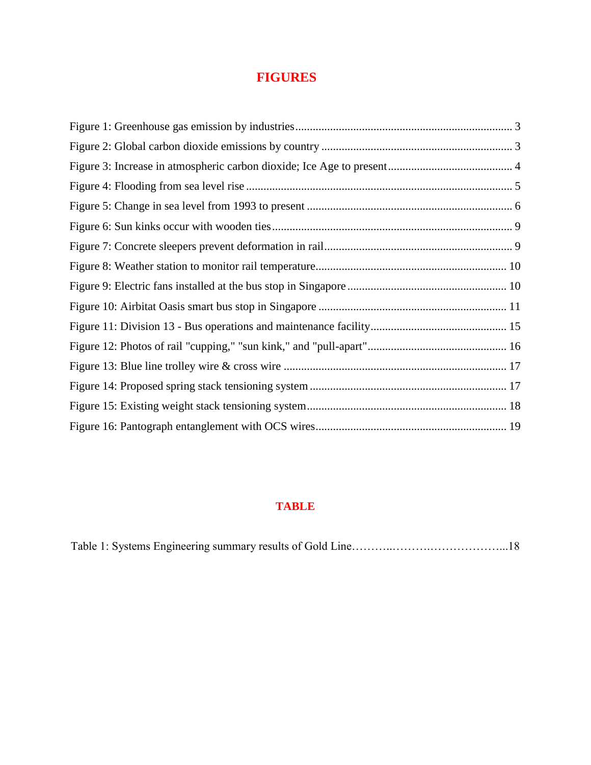# FIGURES

Figure 1: Greenhouse gas emission by industries ........................................................................... 3

Figure 2: Global carbon dioxide emissions by country .................................................................. 3

Figure 3: Increase in atmospheric carbon dioxide; Ice Age to present........................................... 4

Figure 4: Flooding from sea level rise ............................................................................................ 5

Figure 5: Change in sea level from 1993 to present ....................................................................... 6

Figure 6: Sun kinks occur with wooden ties ................................................................................... 9

Figure 7: Concrete sleepers prevent deformation in rail ................................................................. 9

Figure 8: Weather station to monitor rail temperature................................................................. 10

Figure 9: Electric fans installed at the bus stop in Singapore ....................................................... 10

Figure 10: Airbitat Oasis smart bus stop in Singapore ................................................................. 11

Figure 11: Division 13 - Bus operations and maintenance facility............................................... 15

Figure 12: Photos of rail "cupping," "sun kink," and "pull-apart"................................................ 16

Figure 13: Blue line trolley wire & cross wire ............................................................................. 17

Figure 14: Proposed spring stack tensioning system .................................................................... 17

Figure 15: Existing weight stack tensioning system..................................................................... 18

Figure 16: Pantograph entanglement with OCS wires.................................................................. 19

## TABLE

Table 1: Systems Engineering summary results of Gold Line………..……….………………...18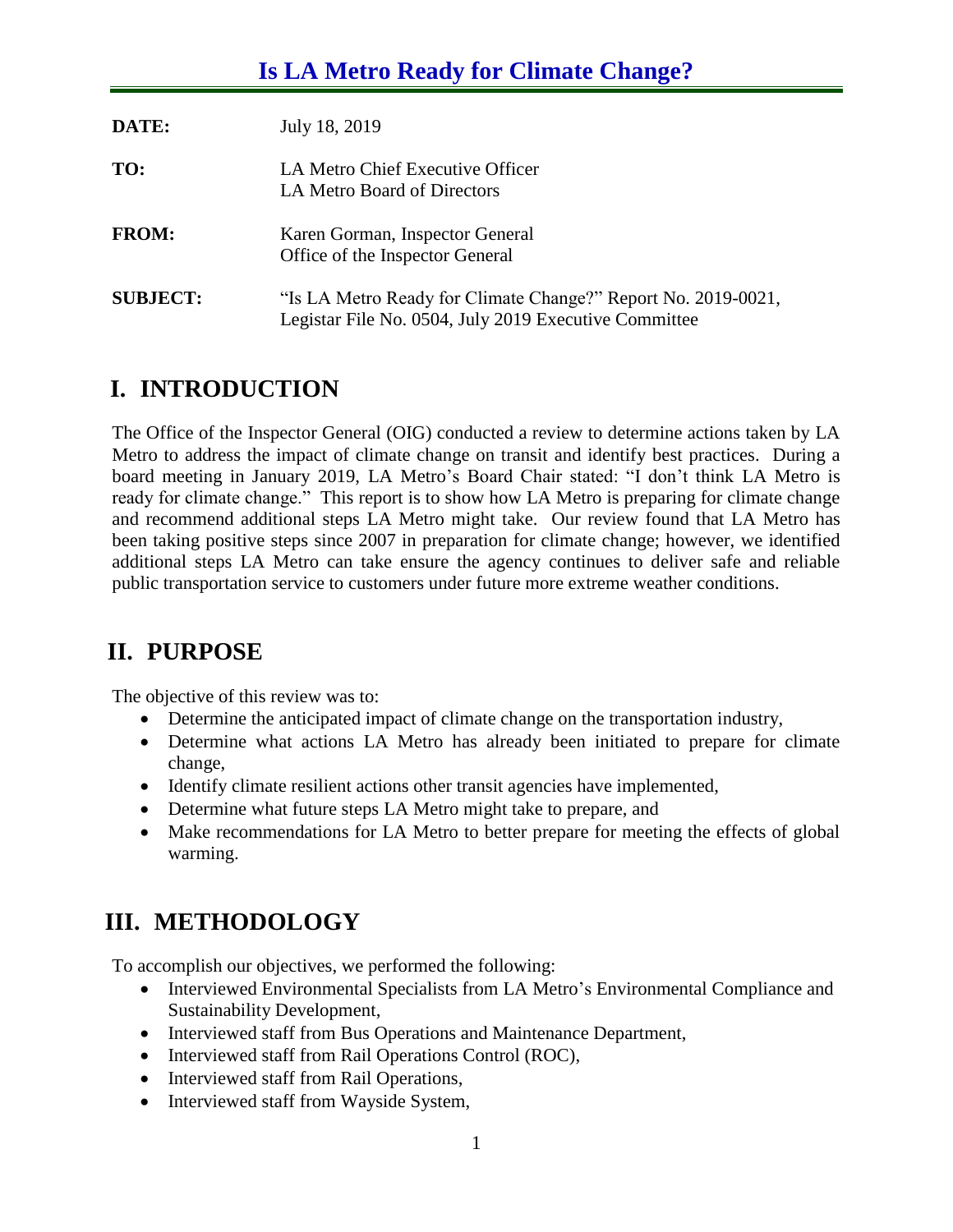# Is LA Metro Ready for Climate Change?

| | |
|---|---|
| **DATE:** | July 18, 2019 |
| **TO:** | LA Metro Chief Executive Officer<br>LA Metro Board of Directors |
| **FROM:** | Karen Gorman, Inspector General<br>Office of the Inspector General |
| **SUBJECT:** | "Is LA Metro Ready for Climate Change?" Report No. 2019-0021, Legistar File No. 0504, July 2019 Executive Committee |

## I. INTRODUCTION

The Office of the Inspector General (OIG) conducted a review to determine actions taken by LA Metro to address the impact of climate change on transit and identify best practices. During a board meeting in January 2019, LA Metro's Board Chair stated: "I don't think LA Metro is ready for climate change." This report is to show how LA Metro is preparing for climate change and recommend additional steps LA Metro might take. Our review found that LA Metro has been taking positive steps since 2007 in preparation for climate change; however, we identified additional steps LA Metro can take ensure the agency continues to deliver safe and reliable public transportation service to customers under future more extreme weather conditions.

## II. PURPOSE

The objective of this review was to:

- Determine the anticipated impact of climate change on the transportation industry,
- Determine what actions LA Metro has already been initiated to prepare for climate change,
- Identify climate resilient actions other transit agencies have implemented,
- Determine what future steps LA Metro might take to prepare, and
- Make recommendations for LA Metro to better prepare for meeting the effects of global warming.

## III. METHODOLOGY

To accomplish our objectives, we performed the following:

- Interviewed Environmental Specialists from LA Metro's Environmental Compliance and Sustainability Development,
- Interviewed staff from Bus Operations and Maintenance Department,
- Interviewed staff from Rail Operations Control (ROC),
- Interviewed staff from Rail Operations,
- Interviewed staff from Wayside System,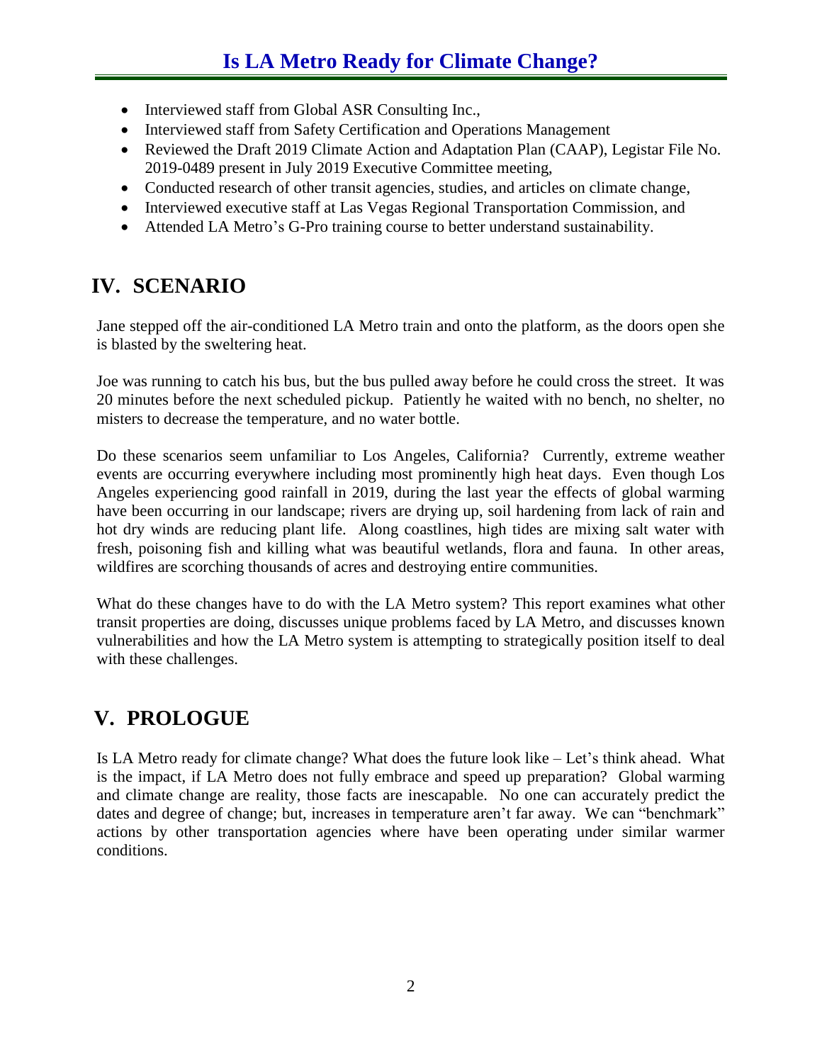- Interviewed staff from Global ASR Consulting Inc.,
- Interviewed staff from Safety Certification and Operations Management
- Reviewed the Draft 2019 Climate Action and Adaptation Plan (CAAP), Legistar File No. 2019-0489 present in July 2019 Executive Committee meeting,
- Conducted research of other transit agencies, studies, and articles on climate change,
- Interviewed executive staff at Las Vegas Regional Transportation Commission, and
- Attended LA Metro's G-Pro training course to better understand sustainability.

## IV. SCENARIO

Jane stepped off the air-conditioned LA Metro train and onto the platform, as the doors open she is blasted by the sweltering heat.

Joe was running to catch his bus, but the bus pulled away before he could cross the street. It was 20 minutes before the next scheduled pickup. Patiently he waited with no bench, no shelter, no misters to decrease the temperature, and no water bottle.

Do these scenarios seem unfamiliar to Los Angeles, California? Currently, extreme weather events are occurring everywhere including most prominently high heat days. Even though Los Angeles experiencing good rainfall in 2019, during the last year the effects of global warming have been occurring in our landscape; rivers are drying up, soil hardening from lack of rain and hot dry winds are reducing plant life. Along coastlines, high tides are mixing salt water with fresh, poisoning fish and killing what was beautiful wetlands, flora and fauna. In other areas, wildfires are scorching thousands of acres and destroying entire communities.

What do these changes have to do with the LA Metro system? This report examines what other transit properties are doing, discusses unique problems faced by LA Metro, and discusses known vulnerabilities and how the LA Metro system is attempting to strategically position itself to deal with these challenges.

## V. PROLOGUE

Is LA Metro ready for climate change? What does the future look like – Let's think ahead. What is the impact, if LA Metro does not fully embrace and speed up preparation? Global warming and climate change are reality, those facts are inescapable. No one can accurately predict the dates and degree of change; but, increases in temperature aren't far away. We can "benchmark" actions by other transportation agencies where have been operating under similar warmer conditions.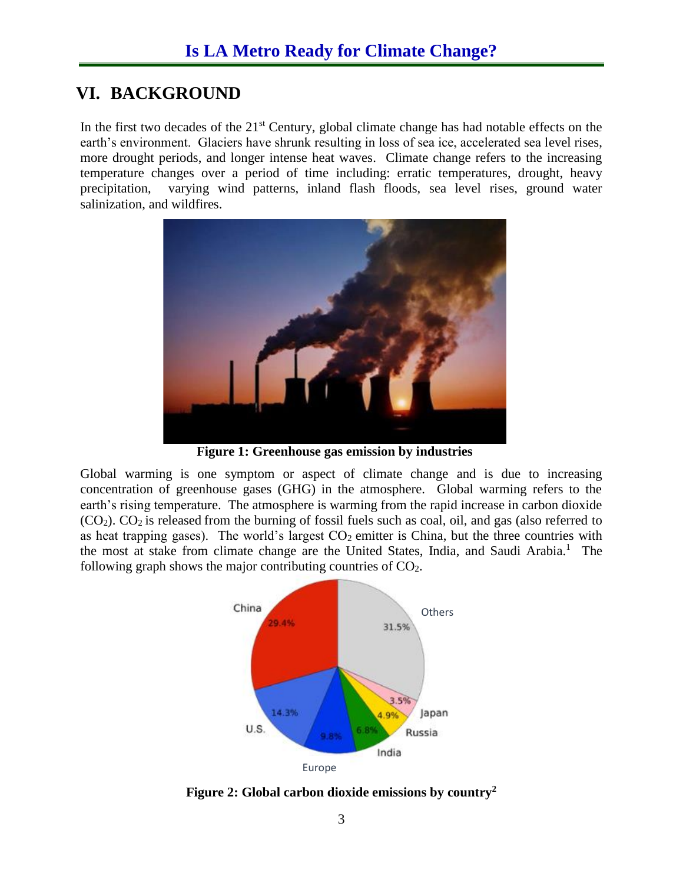## VI. BACKGROUND

In the first two decades of the 21st Century, global climate change has had notable effects on the earth's environment. Glaciers have shrunk resulting in loss of sea ice, accelerated sea level rises, more drought periods, and longer intense heat waves. Climate change refers to the increasing temperature changes over a period of time including: erratic temperatures, drought, heavy precipitation, varying wind patterns, inland flash floods, sea level rises, ground water salinization, and wildfires.

**Figure 1: Greenhouse gas emission by industries**

Global warming is one symptom or aspect of climate change and is due to increasing concentration of greenhouse gases (GHG) in the atmosphere. Global warming refers to the earth's rising temperature. The atmosphere is warming from the rapid increase in carbon dioxide ($CO_2$). $CO_2$ is released from the burning of fossil fuels such as coal, oil, and gas (also referred to as heat trapping gases). The world's largest $CO_2$ emitter is China, but the three countries with the most at stake from climate change are the United States, India, and Saudi Arabia.[1] The following graph shows the major contributing countries of $CO_2$.

**Figure 2: Global carbon dioxide emissions by country[2]**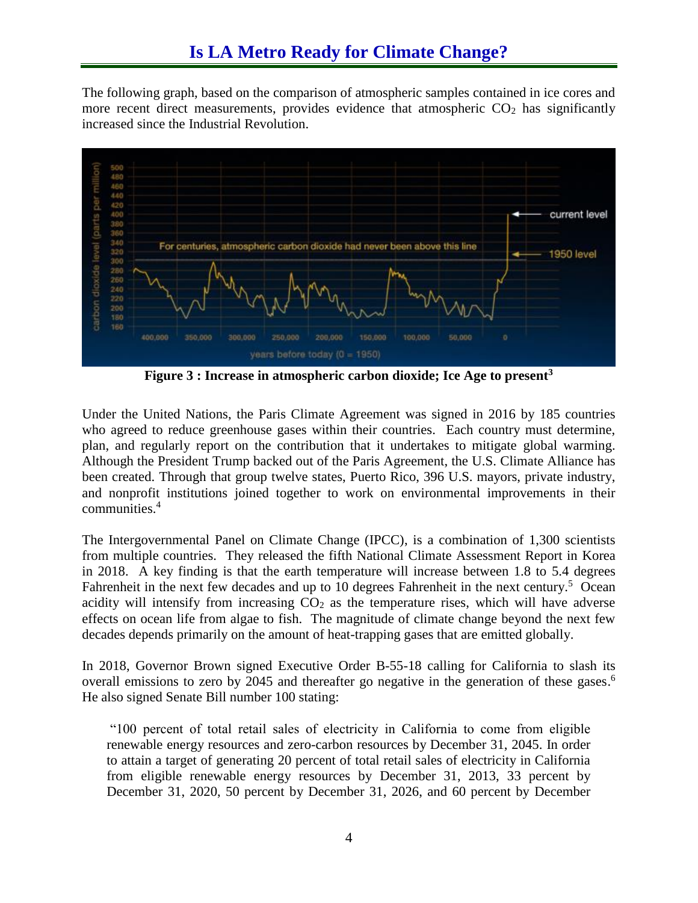## Is LA Metro Ready for Climate Change?

The following graph, based on the comparison of atmospheric samples contained in ice cores and more recent direct measurements, provides evidence that atmospheric $CO_2$ has significantly increased since the Industrial Revolution.

**Figure 3 : Increase in atmospheric carbon dioxide; Ice Age to present[3]**

Under the United Nations, the Paris Climate Agreement was signed in 2016 by 185 countries who agreed to reduce greenhouse gases within their countries. Each country must determine, plan, and regularly report on the contribution that it undertakes to mitigate global warming. Although the President Trump backed out of the Paris Agreement, the U.S. Climate Alliance has been created. Through that group twelve states, Puerto Rico, 396 U.S. mayors, private industry, and nonprofit institutions joined together to work on environmental improvements in their communities.[4]

The Intergovernmental Panel on Climate Change (IPCC), is a combination of 1,300 scientists from multiple countries. They released the fifth National Climate Assessment Report in Korea in 2018. A key finding is that the earth temperature will increase between 1.8 to 5.4 degrees Fahrenheit in the next few decades and up to 10 degrees Fahrenheit in the next century.[5] Ocean acidity will intensify from increasing $CO_2$ as the temperature rises, which will have adverse effects on ocean life from algae to fish. The magnitude of climate change beyond the next few decades depends primarily on the amount of heat-trapping gases that are emitted globally.

In 2018, Governor Brown signed Executive Order B-55-18 calling for California to slash its overall emissions to zero by 2045 and thereafter go negative in the generation of these gases.[6] He also signed Senate Bill number 100 stating:

> "100 percent of total retail sales of electricity in California to come from eligible renewable energy resources and zero-carbon resources by December 31, 2045. In order to attain a target of generating 20 percent of total retail sales of electricity in California from eligible renewable energy resources by December 31, 2013, 33 percent by December 31, 2020, 50 percent by December 31, 2026, and 60 percent by December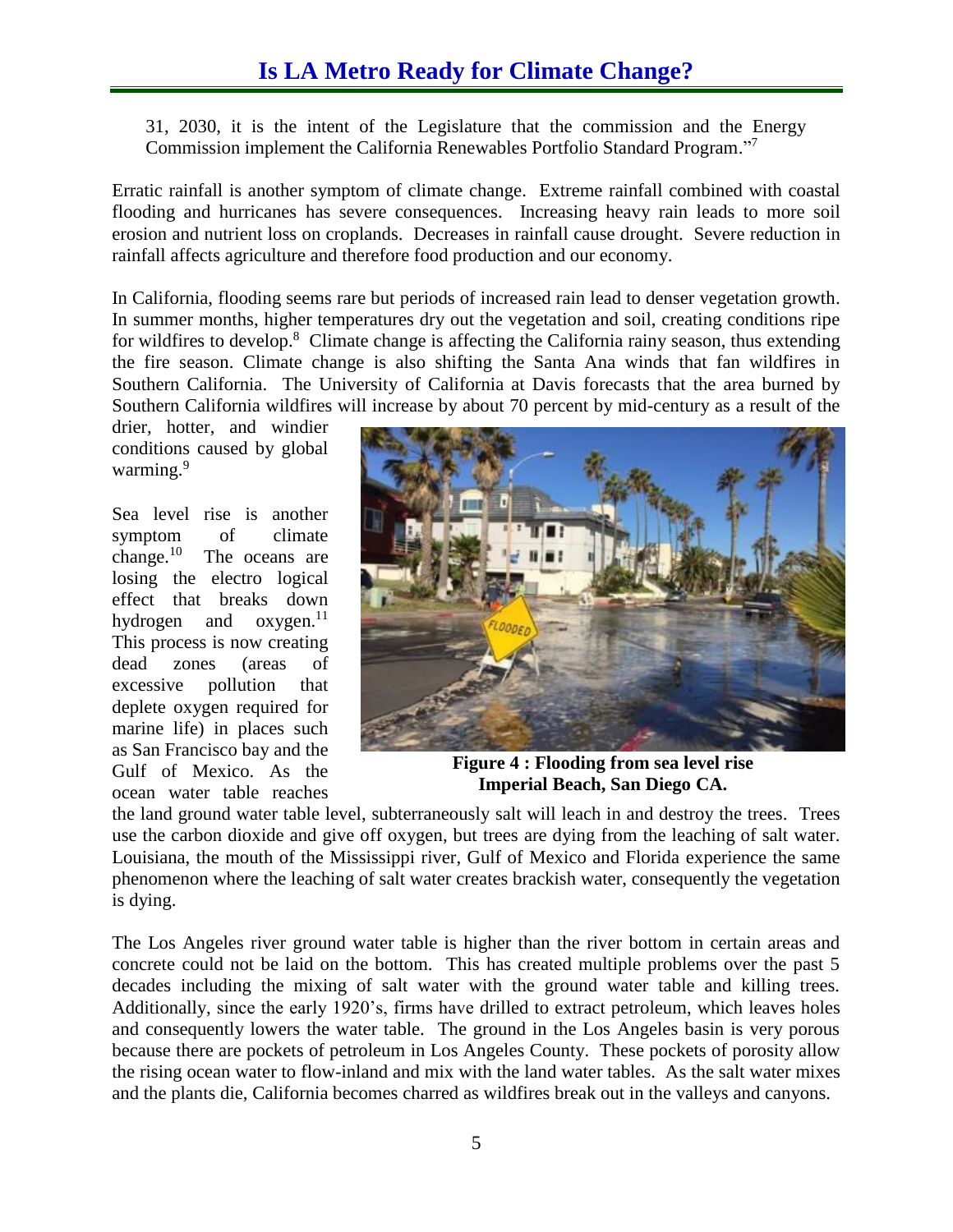31, 2030, it is the intent of the Legislature that the commission and the Energy Commission implement the California Renewables Portfolio Standard Program."[7]

Erratic rainfall is another symptom of climate change. Extreme rainfall combined with coastal flooding and hurricanes has severe consequences. Increasing heavy rain leads to more soil erosion and nutrient loss on croplands. Decreases in rainfall cause drought. Severe reduction in rainfall affects agriculture and therefore food production and our economy.

In California, flooding seems rare but periods of increased rain lead to denser vegetation growth. In summer months, higher temperatures dry out the vegetation and soil, creating conditions ripe for wildfires to develop.[8] Climate change is affecting the California rainy season, thus extending the fire season. Climate change is also shifting the Santa Ana winds that fan wildfires in Southern California. The University of California at Davis forecasts that the area burned by Southern California wildfires will increase by about 70 percent by mid-century as a result of the drier, hotter, and windier conditions caused by global warming.[9]

Sea level rise is another symptom of climate change.[10] The oceans are losing the electro logical effect that breaks down hydrogen and oxygen.[11] This process is now creating dead zones (areas of excessive pollution that deplete oxygen required for marine life) in places such as San Francisco bay and the Gulf of Mexico. As the ocean water table reaches the land ground water table level, subterraneously salt will leach in and destroy the trees. Trees use the carbon dioxide and give off oxygen, but trees are dying from the leaching of salt water. Louisiana, the mouth of the Mississippi river, Gulf of Mexico and Florida experience the same phenomenon where the leaching of salt water creates brackish water, consequently the vegetation is dying.

**Figure 4 : Flooding from sea level rise Imperial Beach, San Diego CA.**

The Los Angeles river ground water table is higher than the river bottom in certain areas and concrete could not be laid on the bottom. This has created multiple problems over the past 5 decades including the mixing of salt water with the ground water table and killing trees. Additionally, since the early 1920's, firms have drilled to extract petroleum, which leaves holes and consequently lowers the water table. The ground in the Los Angeles basin is very porous because there are pockets of petroleum in Los Angeles County. These pockets of porosity allow the rising ocean water to flow-inland and mix with the land water tables. As the salt water mixes and the plants die, California becomes charred as wildfires break out in the valleys and canyons.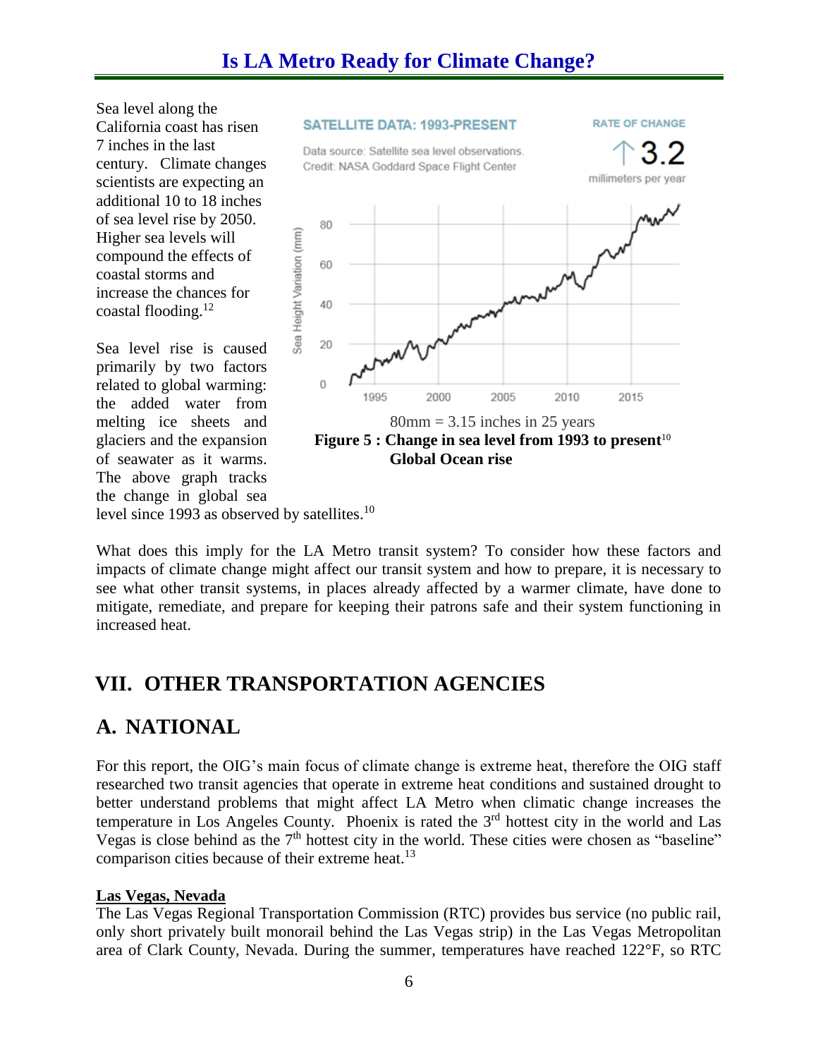Sea level along the California coast has risen 7 inches in the last century. Climate changes scientists are expecting an additional 10 to 18 inches of sea level rise by 2050. Higher sea levels will compound the effects of coastal storms and increase the chances for coastal flooding.[12]

SATELLITE DATA: 1993-PRESENT

Data source: Satellite sea level observations.
Credit: NASA Goddard Space Flight Center

RATE OF CHANGE
↑3.2
millimeters per year

80mm = 3.15 inches in 25 years

**Figure 5 : Change in sea level from 1993 to present**[10]
**Global Ocean rise**

Sea level rise is caused primarily by two factors related to global warming: the added water from melting ice sheets and glaciers and the expansion of seawater as it warms. The above graph tracks the change in global sea level since 1993 as observed by satellites.[10]

What does this imply for the LA Metro transit system? To consider how these factors and impacts of climate change might affect our transit system and how to prepare, it is necessary to see what other transit systems, in places already affected by a warmer climate, have done to mitigate, remediate, and prepare for keeping their patrons safe and their system functioning in increased heat.

## VII. OTHER TRANSPORTATION AGENCIES

## A. NATIONAL

For this report, the OIG's main focus of climate change is extreme heat, therefore the OIG staff researched two transit agencies that operate in extreme heat conditions and sustained drought to better understand problems that might affect LA Metro when climatic change increases the temperature in Los Angeles County. Phoenix is rated the 3rd hottest city in the world and Las Vegas is close behind as the 7th hottest city in the world. These cities were chosen as "baseline" comparison cities because of their extreme heat.[13]

**<u>Las Vegas, Nevada</u>**

The Las Vegas Regional Transportation Commission (RTC) provides bus service (no public rail, only short privately built monorail behind the Las Vegas strip) in the Las Vegas Metropolitan area of Clark County, Nevada. During the summer, temperatures have reached 122°F, so RTC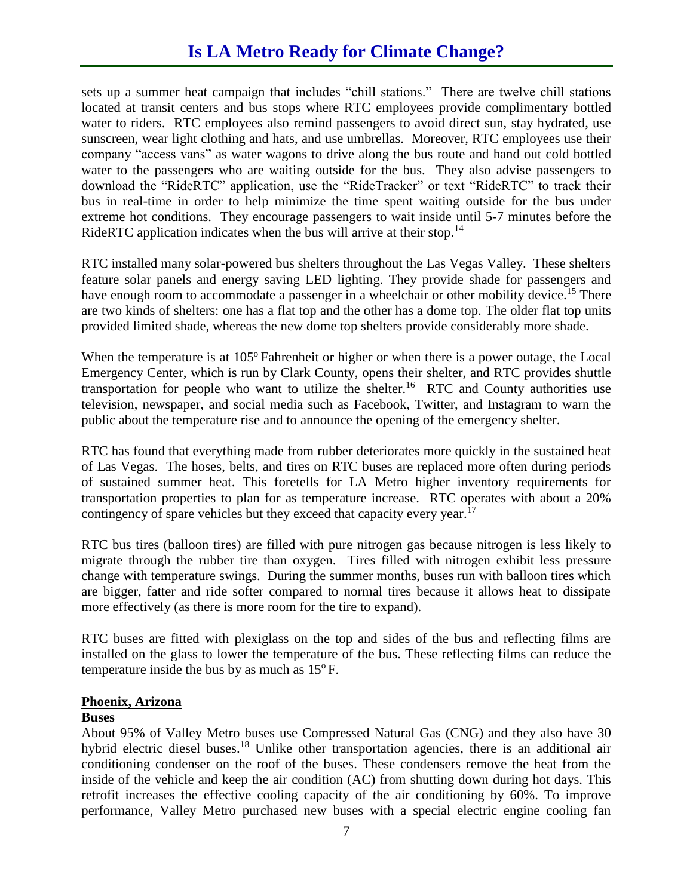sets up a summer heat campaign that includes "chill stations." There are twelve chill stations located at transit centers and bus stops where RTC employees provide complimentary bottled water to riders. RTC employees also remind passengers to avoid direct sun, stay hydrated, use sunscreen, wear light clothing and hats, and use umbrellas. Moreover, RTC employees use their company "access vans" as water wagons to drive along the bus route and hand out cold bottled water to the passengers who are waiting outside for the bus. They also advise passengers to download the "RideRTC" application, use the "RideTracker" or text "RideRTC" to track their bus in real-time in order to help minimize the time spent waiting outside for the bus under extreme hot conditions. They encourage passengers to wait inside until 5-7 minutes before the RideRTC application indicates when the bus will arrive at their stop.[14]

RTC installed many solar-powered bus shelters throughout the Las Vegas Valley. These shelters feature solar panels and energy saving LED lighting. They provide shade for passengers and have enough room to accommodate a passenger in a wheelchair or other mobility device.[15] There are two kinds of shelters: one has a flat top and the other has a dome top. The older flat top units provided limited shade, whereas the new dome top shelters provide considerably more shade.

When the temperature is at 105$^{o}$ Fahrenheit or higher or when there is a power outage, the Local Emergency Center, which is run by Clark County, opens their shelter, and RTC provides shuttle transportation for people who want to utilize the shelter.[16] RTC and County authorities use television, newspaper, and social media such as Facebook, Twitter, and Instagram to warn the public about the temperature rise and to announce the opening of the emergency shelter.

RTC has found that everything made from rubber deteriorates more quickly in the sustained heat of Las Vegas. The hoses, belts, and tires on RTC buses are replaced more often during periods of sustained summer heat. This foretells for LA Metro higher inventory requirements for transportation properties to plan for as temperature increase. RTC operates with about a 20% contingency of spare vehicles but they exceed that capacity every year.[17]

RTC bus tires (balloon tires) are filled with pure nitrogen gas because nitrogen is less likely to migrate through the rubber tire than oxygen. Tires filled with nitrogen exhibit less pressure change with temperature swings. During the summer months, buses run with balloon tires which are bigger, fatter and ride softer compared to normal tires because it allows heat to dissipate more effectively (as there is more room for the tire to expand).

RTC buses are fitted with plexiglass on the top and sides of the bus and reflecting films are installed on the glass to lower the temperature of the bus. These reflecting films can reduce the temperature inside the bus by as much as 15$^{o}$ F.

## Phoenix, Arizona

### Buses

About 95% of Valley Metro buses use Compressed Natural Gas (CNG) and they also have 30 hybrid electric diesel buses.[18] Unlike other transportation agencies, there is an additional air conditioning condenser on the roof of the buses. These condensers remove the heat from the inside of the vehicle and keep the air condition (AC) from shutting down during hot days. This retrofit increases the effective cooling capacity of the air conditioning by 60%. To improve performance, Valley Metro purchased new buses with a special electric engine cooling fan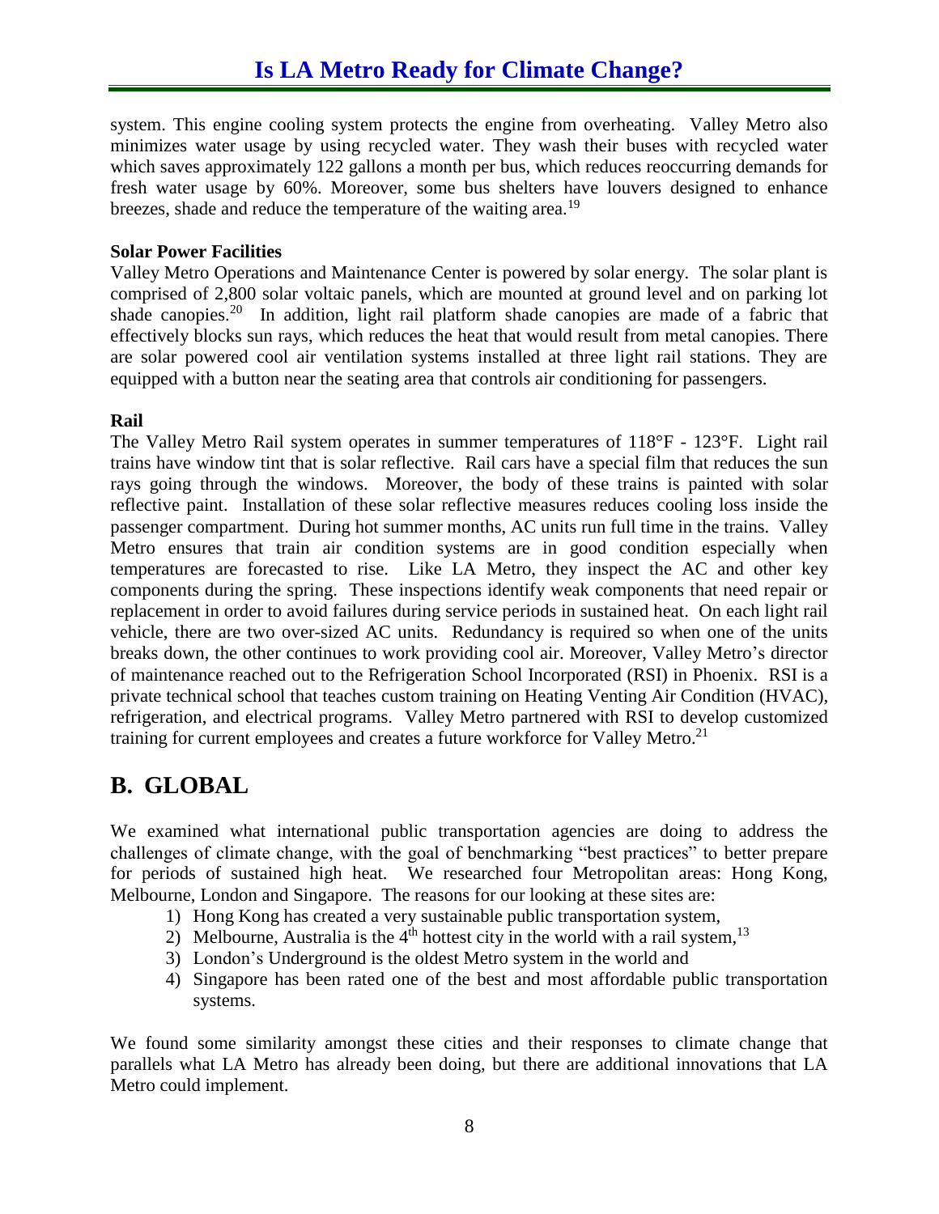system. This engine cooling system protects the engine from overheating. Valley Metro also minimizes water usage by using recycled water. They wash their buses with recycled water which saves approximately 122 gallons a month per bus, which reduces reoccurring demands for fresh water usage by 60%. Moreover, some bus shelters have louvers designed to enhance breezes, shade and reduce the temperature of the waiting area.[19]

**Solar Power Facilities**

Valley Metro Operations and Maintenance Center is powered by solar energy. The solar plant is comprised of 2,800 solar voltaic panels, which are mounted at ground level and on parking lot shade canopies.[20] In addition, light rail platform shade canopies are made of a fabric that effectively blocks sun rays, which reduces the heat that would result from metal canopies. There are solar powered cool air ventilation systems installed at three light rail stations. They are equipped with a button near the seating area that controls air conditioning for passengers.

**Rail**

The Valley Metro Rail system operates in summer temperatures of 118°F - 123°F. Light rail trains have window tint that is solar reflective. Rail cars have a special film that reduces the sun rays going through the windows. Moreover, the body of these trains is painted with solar reflective paint. Installation of these solar reflective measures reduces cooling loss inside the passenger compartment. During hot summer months, AC units run full time in the trains. Valley Metro ensures that train air condition systems are in good condition especially when temperatures are forecasted to rise. Like LA Metro, they inspect the AC and other key components during the spring. These inspections identify weak components that need repair or replacement in order to avoid failures during service periods in sustained heat. On each light rail vehicle, there are two over-sized AC units. Redundancy is required so when one of the units breaks down, the other continues to work providing cool air. Moreover, Valley Metro's director of maintenance reached out to the Refrigeration School Incorporated (RSI) in Phoenix. RSI is a private technical school that teaches custom training on Heating Venting Air Condition (HVAC), refrigeration, and electrical programs. Valley Metro partnered with RSI to develop customized training for current employees and creates a future workforce for Valley Metro.[21]

## B. GLOBAL

We examined what international public transportation agencies are doing to address the challenges of climate change, with the goal of benchmarking "best practices" to better prepare for periods of sustained high heat. We researched four Metropolitan areas: Hong Kong, Melbourne, London and Singapore. The reasons for our looking at these sites are:

1) Hong Kong has created a very sustainable public transportation system,
2) Melbourne, Australia is the 4th hottest city in the world with a rail system,[13]
3) London's Underground is the oldest Metro system in the world and
4) Singapore has been rated one of the best and most affordable public transportation systems.

We found some similarity amongst these cities and their responses to climate change that parallels what LA Metro has already been doing, but there are additional innovations that LA Metro could implement.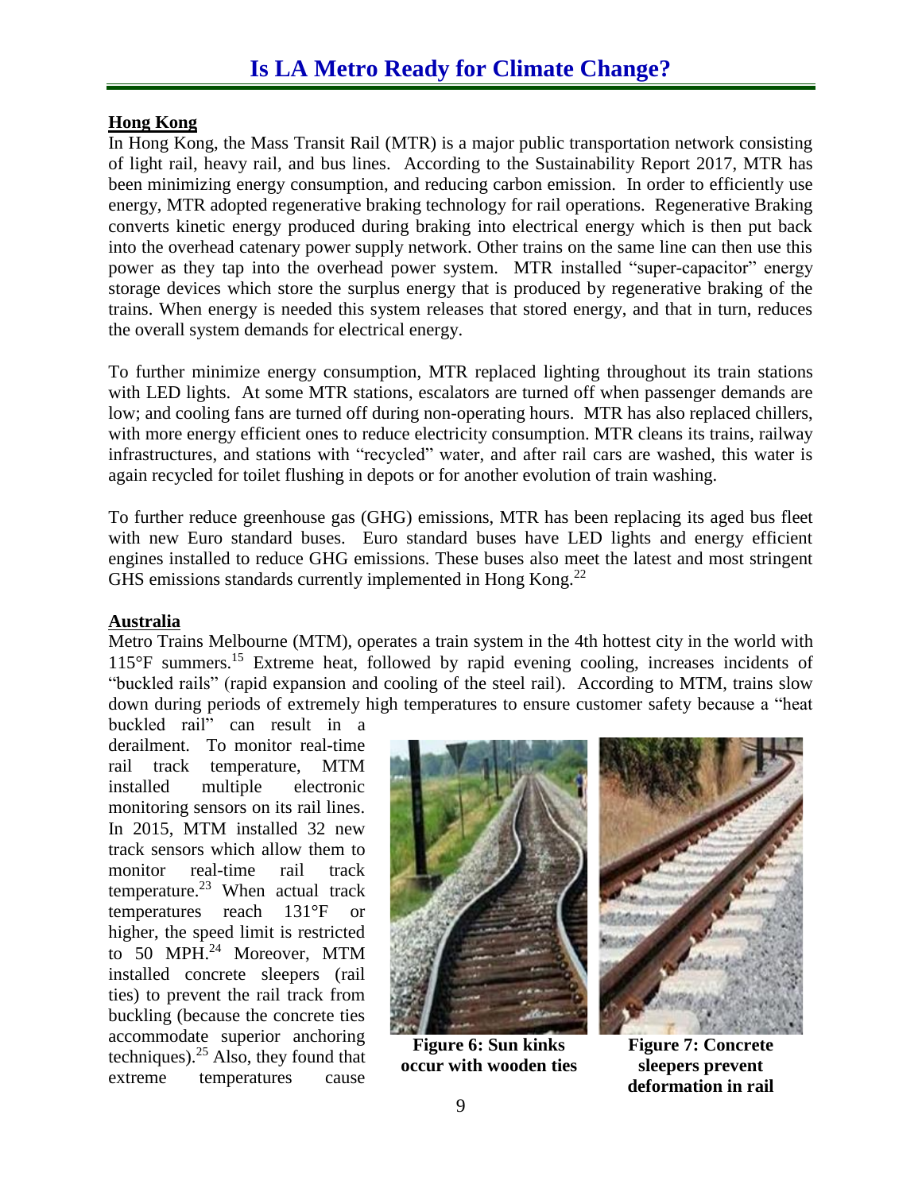## Hong Kong

In Hong Kong, the Mass Transit Rail (MTR) is a major public transportation network consisting of light rail, heavy rail, and bus lines. According to the Sustainability Report 2017, MTR has been minimizing energy consumption, and reducing carbon emission. In order to efficiently use energy, MTR adopted regenerative braking technology for rail operations. Regenerative Braking converts kinetic energy produced during braking into electrical energy which is then put back into the overhead catenary power supply network. Other trains on the same line can then use this power as they tap into the overhead power system. MTR installed "super-capacitor" energy storage devices which store the surplus energy that is produced by regenerative braking of the trains. When energy is needed this system releases that stored energy, and that in turn, reduces the overall system demands for electrical energy.

To further minimize energy consumption, MTR replaced lighting throughout its train stations with LED lights. At some MTR stations, escalators are turned off when passenger demands are low; and cooling fans are turned off during non-operating hours. MTR has also replaced chillers, with more energy efficient ones to reduce electricity consumption. MTR cleans its trains, railway infrastructures, and stations with "recycled" water, and after rail cars are washed, this water is again recycled for toilet flushing in depots or for another evolution of train washing.

To further reduce greenhouse gas (GHG) emissions, MTR has been replacing its aged bus fleet with new Euro standard buses. Euro standard buses have LED lights and energy efficient engines installed to reduce GHG emissions. These buses also meet the latest and most stringent GHS emissions standards currently implemented in Hong Kong.[22]

## Australia

Metro Trains Melbourne (MTM), operates a train system in the 4th hottest city in the world with 115°F summers.[15] Extreme heat, followed by rapid evening cooling, increases incidents of "buckled rails" (rapid expansion and cooling of the steel rail). According to MTM, trains slow down during periods of extremely high temperatures to ensure customer safety because a "heat buckled rail" can result in a derailment. To monitor real-time rail track temperature, MTM installed multiple electronic monitoring sensors on its rail lines. In 2015, MTM installed 32 new track sensors which allow them to monitor real-time rail track temperature.[23] When actual track temperatures reach 131°F or higher, the speed limit is restricted to 50 MPH.[24] Moreover, MTM installed concrete sleepers (rail ties) to prevent the rail track from buckling (because the concrete ties accommodate superior anchoring techniques).[25] Also, they found that extreme temperatures cause

**Figure 6: Sun kinks occur with wooden ties**

**Figure 7: Concrete sleepers prevent deformation in rail**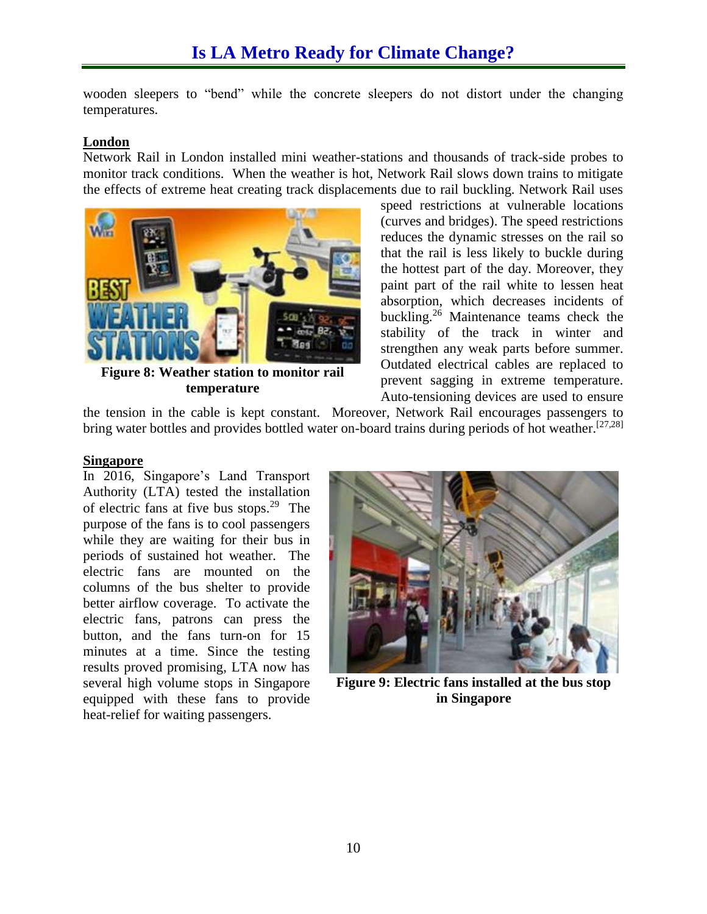wooden sleepers to "bend" while the concrete sleepers do not distort under the changing temperatures.

**London**

Network Rail in London installed mini weather-stations and thousands of track-side probes to monitor track conditions. When the weather is hot, Network Rail slows down trains to mitigate the effects of extreme heat creating track displacements due to rail buckling. Network Rail uses speed restrictions at vulnerable locations (curves and bridges). The speed restrictions reduces the dynamic stresses on the rail so that the rail is less likely to buckle during the hottest part of the day. Moreover, they paint part of the rail white to lessen heat absorption, which decreases incidents of buckling.[26] Maintenance teams check the stability of the track in winter and strengthen any weak parts before summer. Outdated electrical cables are replaced to prevent sagging in extreme temperature. Auto-tensioning devices are used to ensure the tension in the cable is kept constant. Moreover, Network Rail encourages passengers to bring water bottles and provides bottled water on-board trains during periods of hot weather.[27,28]

**Figure 8: Weather station to monitor rail temperature**

**Singapore**

In 2016, Singapore's Land Transport Authority (LTA) tested the installation of electric fans at five bus stops.[29] The purpose of the fans is to cool passengers while they are waiting for their bus in periods of sustained hot weather. The electric fans are mounted on the columns of the bus shelter to provide better airflow coverage. To activate the electric fans, patrons can press the button, and the fans turn-on for 15 minutes at a time. Since the testing results proved promising, LTA now has several high volume stops in Singapore equipped with these fans to provide heat-relief for waiting passengers.

**Figure 9: Electric fans installed at the bus stop in Singapore**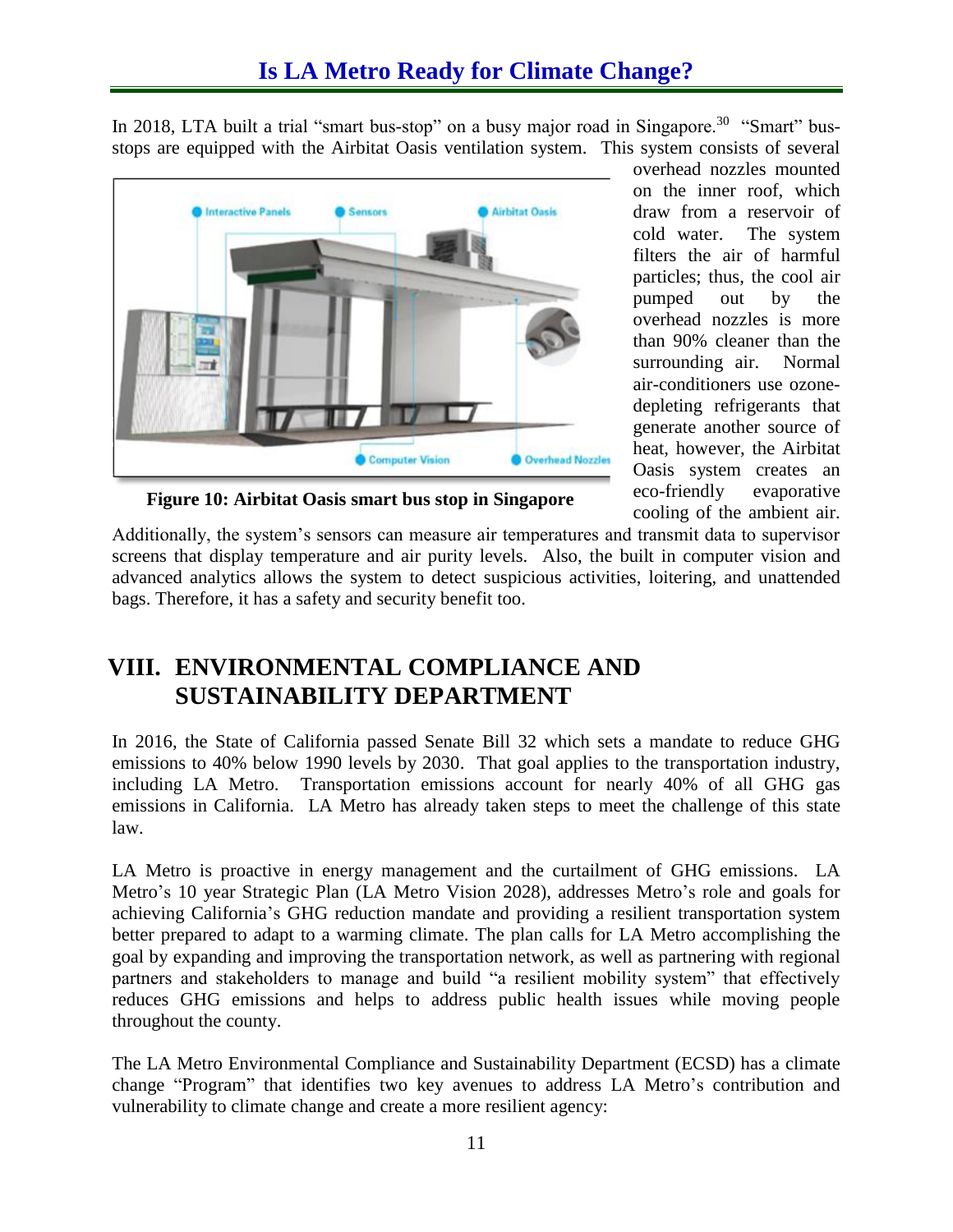In 2018, LTA built a trial "smart bus-stop" on a busy major road in Singapore.[30] "Smart" bus-stops are equipped with the Airbitat Oasis ventilation system. This system consists of several overhead nozzles mounted on the inner roof, which draw from a reservoir of cold water. The system filters the air of harmful particles; thus, the cool air pumped out by the overhead nozzles is more than 90% cleaner than the surrounding air. Normal air-conditioners use ozone-depleting refrigerants that generate another source of heat, however, the Airbitat Oasis system creates an eco-friendly evaporative cooling of the ambient air. Additionally, the system's sensors can measure air temperatures and transmit data to supervisor screens that display temperature and air purity levels. Also, the built in computer vision and advanced analytics allows the system to detect suspicious activities, loitering, and unattended bags. Therefore, it has a safety and security benefit too.

**Figure 10: Airbitat Oasis smart bus stop in Singapore**

# VIII. ENVIRONMENTAL COMPLIANCE AND SUSTAINABILITY DEPARTMENT

In 2016, the State of California passed Senate Bill 32 which sets a mandate to reduce GHG emissions to 40% below 1990 levels by 2030. That goal applies to the transportation industry, including LA Metro. Transportation emissions account for nearly 40% of all GHG gas emissions in California. LA Metro has already taken steps to meet the challenge of this state law.

LA Metro is proactive in energy management and the curtailment of GHG emissions. LA Metro's 10 year Strategic Plan (LA Metro Vision 2028), addresses Metro's role and goals for achieving California's GHG reduction mandate and providing a resilient transportation system better prepared to adapt to a warming climate. The plan calls for LA Metro accomplishing the goal by expanding and improving the transportation network, as well as partnering with regional partners and stakeholders to manage and build "a resilient mobility system" that effectively reduces GHG emissions and helps to address public health issues while moving people throughout the county.

The LA Metro Environmental Compliance and Sustainability Department (ECSD) has a climate change "Program" that identifies two key avenues to address LA Metro's contribution and vulnerability to climate change and create a more resilient agency: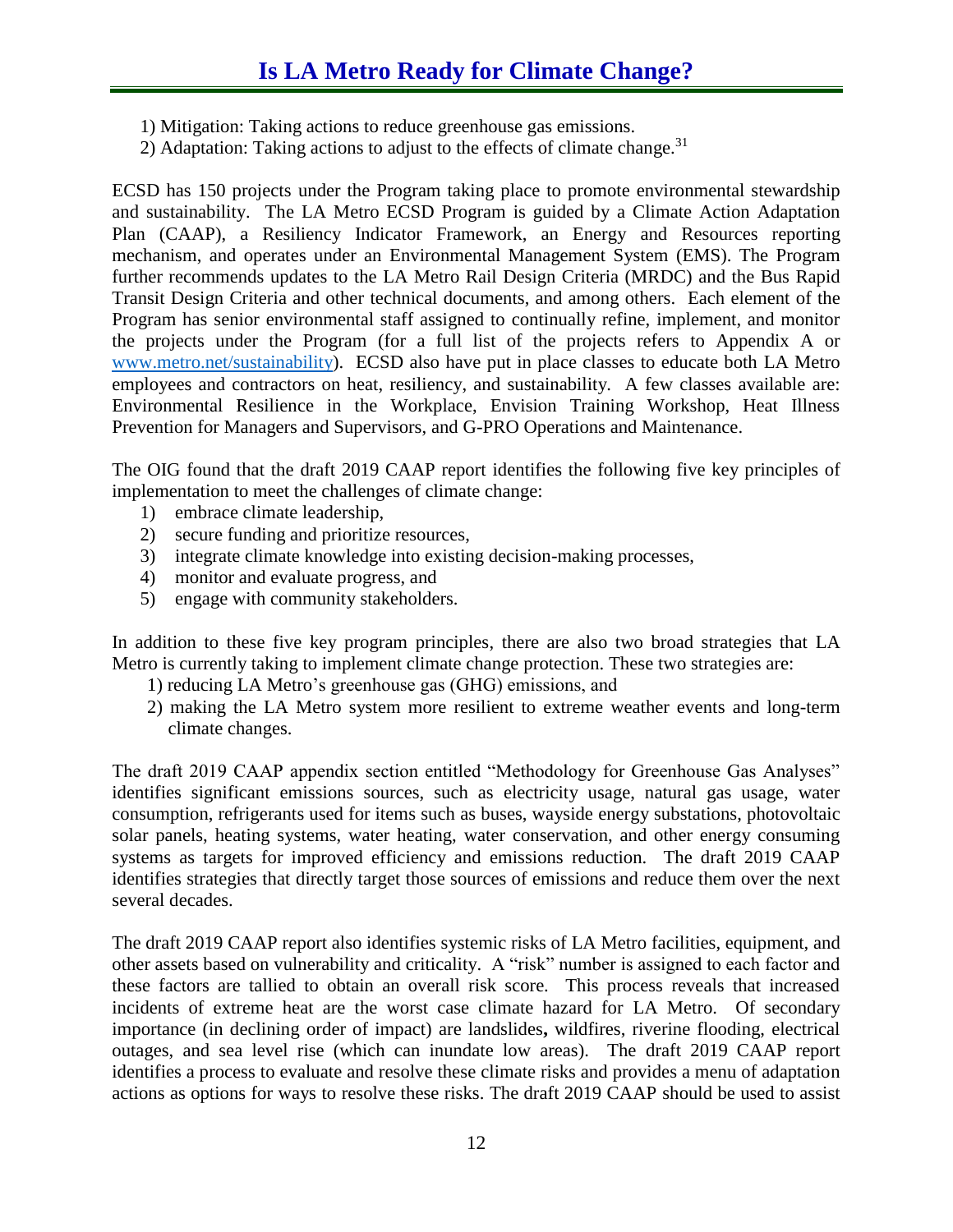1) Mitigation: Taking actions to reduce greenhouse gas emissions.
2) Adaptation: Taking actions to adjust to the effects of climate change.[31]

ECSD has 150 projects under the Program taking place to promote environmental stewardship and sustainability. The LA Metro ECSD Program is guided by a Climate Action Adaptation Plan (CAAP), a Resiliency Indicator Framework, an Energy and Resources reporting mechanism, and operates under an Environmental Management System (EMS). The Program further recommends updates to the LA Metro Rail Design Criteria (MRDC) and the Bus Rapid Transit Design Criteria and other technical documents, and among others. Each element of the Program has senior environmental staff assigned to continually refine, implement, and monitor the projects under the Program (for a full list of the projects refers to Appendix A or www.metro.net/sustainability). ECSD also have put in place classes to educate both LA Metro employees and contractors on heat, resiliency, and sustainability. A few classes available are: Environmental Resilience in the Workplace, Envision Training Workshop, Heat Illness Prevention for Managers and Supervisors, and G-PRO Operations and Maintenance.

The OIG found that the draft 2019 CAAP report identifies the following five key principles of implementation to meet the challenges of climate change:

1) embrace climate leadership,
2) secure funding and prioritize resources,
3) integrate climate knowledge into existing decision-making processes,
4) monitor and evaluate progress, and
5) engage with community stakeholders.

In addition to these five key program principles, there are also two broad strategies that LA Metro is currently taking to implement climate change protection. These two strategies are:

1) reducing LA Metro's greenhouse gas (GHG) emissions, and
2) making the LA Metro system more resilient to extreme weather events and long-term climate changes.

The draft 2019 CAAP appendix section entitled "Methodology for Greenhouse Gas Analyses" identifies significant emissions sources, such as electricity usage, natural gas usage, water consumption, refrigerants used for items such as buses, wayside energy substations, photovoltaic solar panels, heating systems, water heating, water conservation, and other energy consuming systems as targets for improved efficiency and emissions reduction. The draft 2019 CAAP identifies strategies that directly target those sources of emissions and reduce them over the next several decades.

The draft 2019 CAAP report also identifies systemic risks of LA Metro facilities, equipment, and other assets based on vulnerability and criticality. A "risk" number is assigned to each factor and these factors are tallied to obtain an overall risk score. This process reveals that increased incidents of extreme heat are the worst case climate hazard for LA Metro. Of secondary importance (in declining order of impact) are landslides**,** wildfires, riverine flooding, electrical outages, and sea level rise (which can inundate low areas). The draft 2019 CAAP report identifies a process to evaluate and resolve these climate risks and provides a menu of adaptation actions as options for ways to resolve these risks. The draft 2019 CAAP should be used to assist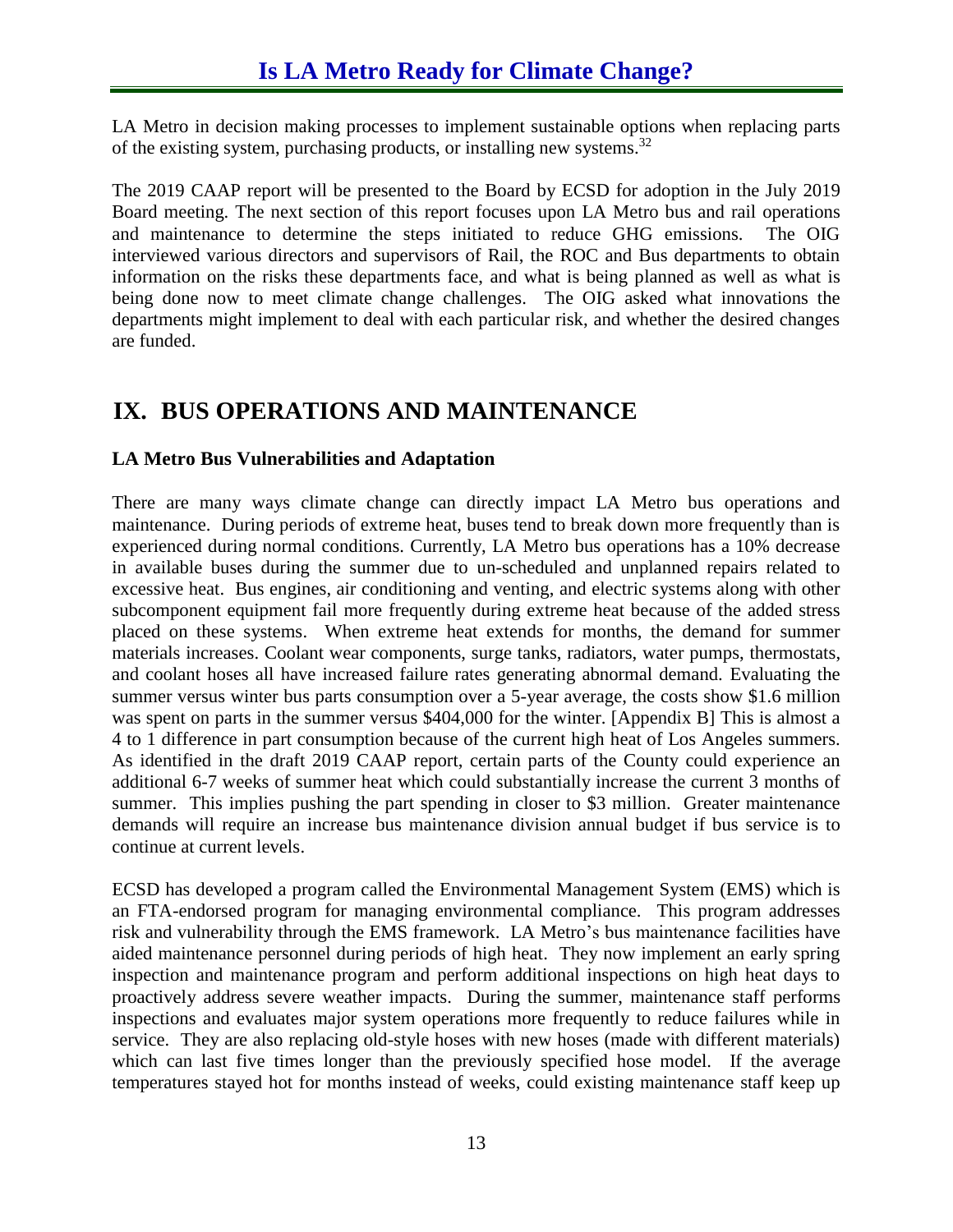LA Metro in decision making processes to implement sustainable options when replacing parts of the existing system, purchasing products, or installing new systems.[32]

The 2019 CAAP report will be presented to the Board by ECSD for adoption in the July 2019 Board meeting. The next section of this report focuses upon LA Metro bus and rail operations and maintenance to determine the steps initiated to reduce GHG emissions. The OIG interviewed various directors and supervisors of Rail, the ROC and Bus departments to obtain information on the risks these departments face, and what is being planned as well as what is being done now to meet climate change challenges. The OIG asked what innovations the departments might implement to deal with each particular risk, and whether the desired changes are funded.

# IX. BUS OPERATIONS AND MAINTENANCE

### LA Metro Bus Vulnerabilities and Adaptation

There are many ways climate change can directly impact LA Metro bus operations and maintenance. During periods of extreme heat, buses tend to break down more frequently than is experienced during normal conditions. Currently, LA Metro bus operations has a 10% decrease in available buses during the summer due to un-scheduled and unplanned repairs related to excessive heat. Bus engines, air conditioning and venting, and electric systems along with other subcomponent equipment fail more frequently during extreme heat because of the added stress placed on these systems. When extreme heat extends for months, the demand for summer materials increases. Coolant wear components, surge tanks, radiators, water pumps, thermostats, and coolant hoses all have increased failure rates generating abnormal demand. Evaluating the summer versus winter bus parts consumption over a 5-year average, the costs show $1.6 million was spent on parts in the summer versus $404,000 for the winter. [Appendix B] This is almost a 4 to 1 difference in part consumption because of the current high heat of Los Angeles summers. As identified in the draft 2019 CAAP report, certain parts of the County could experience an additional 6-7 weeks of summer heat which could substantially increase the current 3 months of summer. This implies pushing the part spending in closer to $3 million. Greater maintenance demands will require an increase bus maintenance division annual budget if bus service is to continue at current levels.

ECSD has developed a program called the Environmental Management System (EMS) which is an FTA-endorsed program for managing environmental compliance. This program addresses risk and vulnerability through the EMS framework. LA Metro's bus maintenance facilities have aided maintenance personnel during periods of high heat. They now implement an early spring inspection and maintenance program and perform additional inspections on high heat days to proactively address severe weather impacts. During the summer, maintenance staff performs inspections and evaluates major system operations more frequently to reduce failures while in service. They are also replacing old-style hoses with new hoses (made with different materials) which can last five times longer than the previously specified hose model. If the average temperatures stayed hot for months instead of weeks, could existing maintenance staff keep up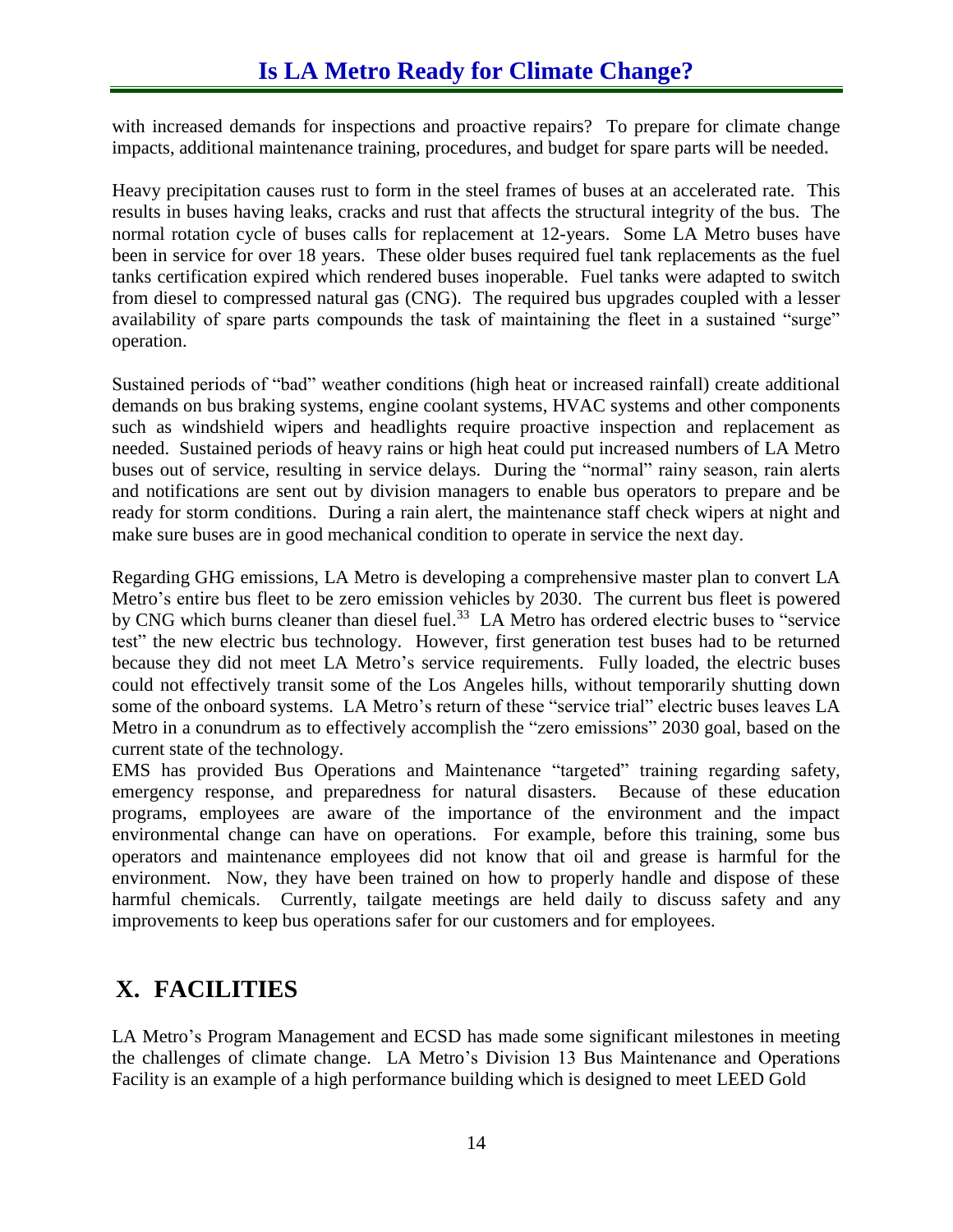with increased demands for inspections and proactive repairs? To prepare for climate change impacts, additional maintenance training, procedures, and budget for spare parts will be needed.

Heavy precipitation causes rust to form in the steel frames of buses at an accelerated rate. This results in buses having leaks, cracks and rust that affects the structural integrity of the bus. The normal rotation cycle of buses calls for replacement at 12-years. Some LA Metro buses have been in service for over 18 years. These older buses required fuel tank replacements as the fuel tanks certification expired which rendered buses inoperable. Fuel tanks were adapted to switch from diesel to compressed natural gas (CNG). The required bus upgrades coupled with a lesser availability of spare parts compounds the task of maintaining the fleet in a sustained "surge" operation.

Sustained periods of "bad" weather conditions (high heat or increased rainfall) create additional demands on bus braking systems, engine coolant systems, HVAC systems and other components such as windshield wipers and headlights require proactive inspection and replacement as needed. Sustained periods of heavy rains or high heat could put increased numbers of LA Metro buses out of service, resulting in service delays. During the "normal" rainy season, rain alerts and notifications are sent out by division managers to enable bus operators to prepare and be ready for storm conditions. During a rain alert, the maintenance staff check wipers at night and make sure buses are in good mechanical condition to operate in service the next day.

Regarding GHG emissions, LA Metro is developing a comprehensive master plan to convert LA Metro's entire bus fleet to be zero emission vehicles by 2030. The current bus fleet is powered by CNG which burns cleaner than diesel fuel.[33] LA Metro has ordered electric buses to "service test" the new electric bus technology. However, first generation test buses had to be returned because they did not meet LA Metro's service requirements. Fully loaded, the electric buses could not effectively transit some of the Los Angeles hills, without temporarily shutting down some of the onboard systems. LA Metro's return of these "service trial" electric buses leaves LA Metro in a conundrum as to effectively accomplish the "zero emissions" 2030 goal, based on the current state of the technology.

EMS has provided Bus Operations and Maintenance "targeted" training regarding safety, emergency response, and preparedness for natural disasters. Because of these education programs, employees are aware of the importance of the environment and the impact environmental change can have on operations. For example, before this training, some bus operators and maintenance employees did not know that oil and grease is harmful for the environment. Now, they have been trained on how to properly handle and dispose of these harmful chemicals. Currently, tailgate meetings are held daily to discuss safety and any improvements to keep bus operations safer for our customers and for employees.

# X. FACILITIES

LA Metro's Program Management and ECSD has made some significant milestones in meeting the challenges of climate change. LA Metro's Division 13 Bus Maintenance and Operations Facility is an example of a high performance building which is designed to meet LEED Gold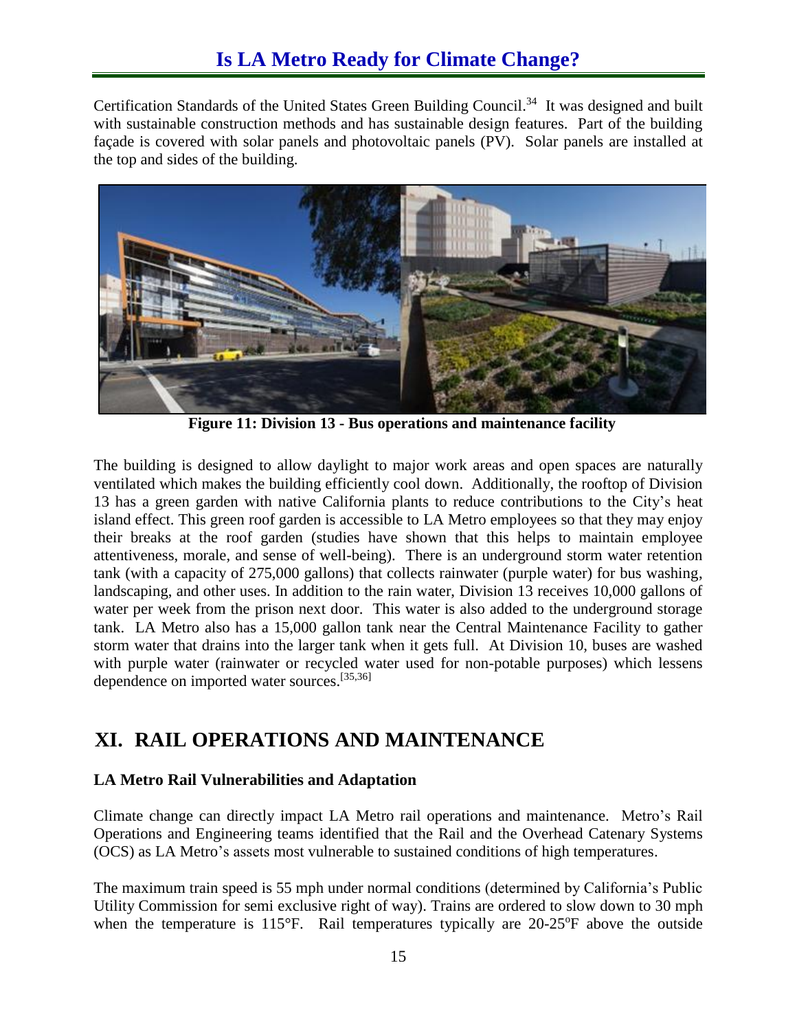Certification Standards of the United States Green Building Council.[34] It was designed and built with sustainable construction methods and has sustainable design features. Part of the building façade is covered with solar panels and photovoltaic panels (PV). Solar panels are installed at the top and sides of the building.

**Figure 11: Division 13 - Bus operations and maintenance facility**

The building is designed to allow daylight to major work areas and open spaces are naturally ventilated which makes the building efficiently cool down. Additionally, the rooftop of Division 13 has a green garden with native California plants to reduce contributions to the City's heat island effect. This green roof garden is accessible to LA Metro employees so that they may enjoy their breaks at the roof garden (studies have shown that this helps to maintain employee attentiveness, morale, and sense of well-being). There is an underground storm water retention tank (with a capacity of 275,000 gallons) that collects rainwater (purple water) for bus washing, landscaping, and other uses. In addition to the rain water, Division 13 receives 10,000 gallons of water per week from the prison next door. This water is also added to the underground storage tank. LA Metro also has a 15,000 gallon tank near the Central Maintenance Facility to gather storm water that drains into the larger tank when it gets full. At Division 10, buses are washed with purple water (rainwater or recycled water used for non-potable purposes) which lessens dependence on imported water sources.[35,36]

# XI. RAIL OPERATIONS AND MAINTENANCE

### LA Metro Rail Vulnerabilities and Adaptation

Climate change can directly impact LA Metro rail operations and maintenance. Metro's Rail Operations and Engineering teams identified that the Rail and the Overhead Catenary Systems (OCS) as LA Metro's assets most vulnerable to sustained conditions of high temperatures.

The maximum train speed is 55 mph under normal conditions (determined by California's Public Utility Commission for semi exclusive right of way). Trains are ordered to slow down to 30 mph when the temperature is 115°F. Rail temperatures typically are 20-25ºF above the outside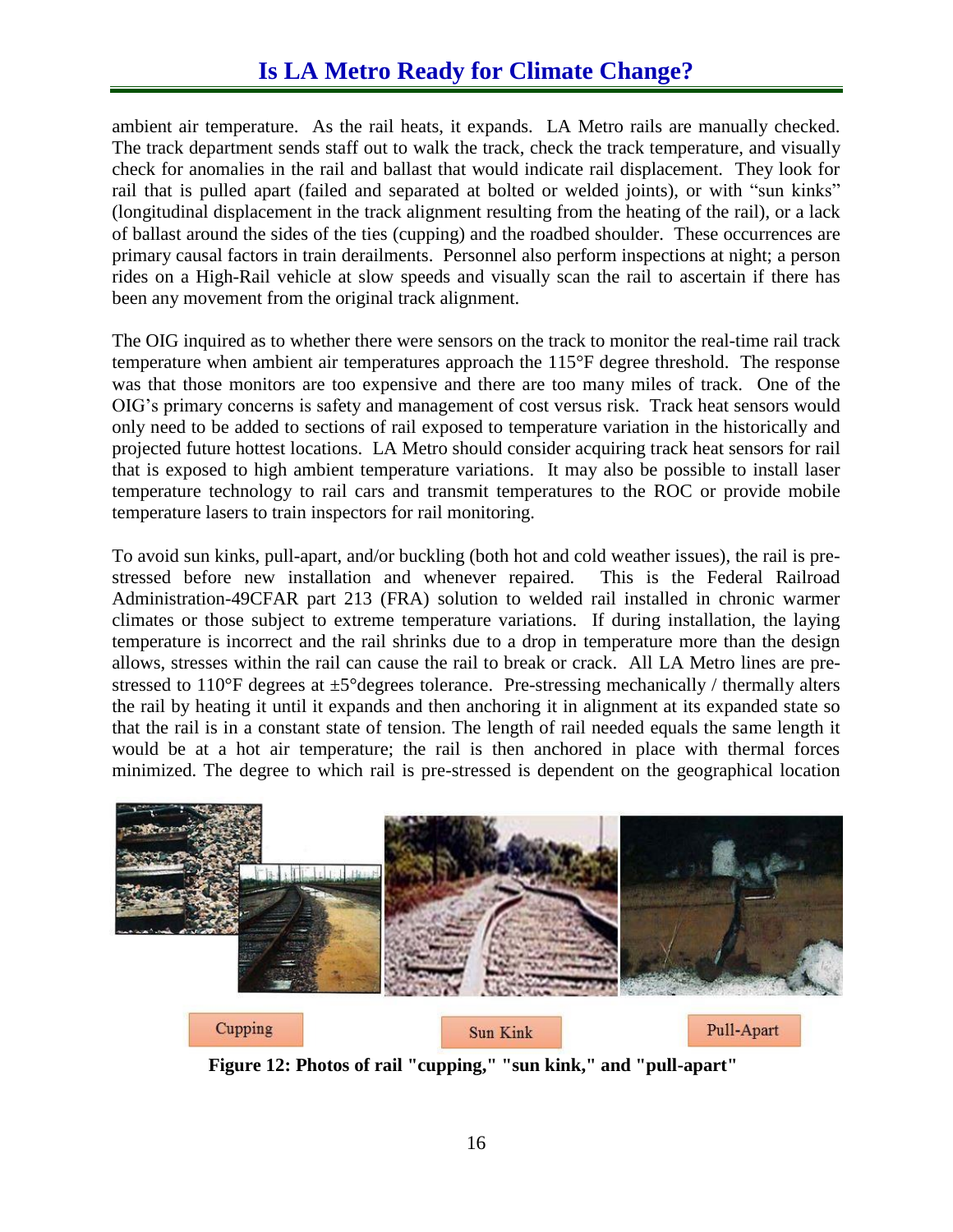ambient air temperature. As the rail heats, it expands. LA Metro rails are manually checked. The track department sends staff out to walk the track, check the track temperature, and visually check for anomalies in the rail and ballast that would indicate rail displacement. They look for rail that is pulled apart (failed and separated at bolted or welded joints), or with "sun kinks" (longitudinal displacement in the track alignment resulting from the heating of the rail), or a lack of ballast around the sides of the ties (cupping) and the roadbed shoulder. These occurrences are primary causal factors in train derailments. Personnel also perform inspections at night; a person rides on a High-Rail vehicle at slow speeds and visually scan the rail to ascertain if there has been any movement from the original track alignment.

The OIG inquired as to whether there were sensors on the track to monitor the real-time rail track temperature when ambient air temperatures approach the 115°F degree threshold. The response was that those monitors are too expensive and there are too many miles of track. One of the OIG's primary concerns is safety and management of cost versus risk. Track heat sensors would only need to be added to sections of rail exposed to temperature variation in the historically and projected future hottest locations. LA Metro should consider acquiring track heat sensors for rail that is exposed to high ambient temperature variations. It may also be possible to install laser temperature technology to rail cars and transmit temperatures to the ROC or provide mobile temperature lasers to train inspectors for rail monitoring.

To avoid sun kinks, pull-apart, and/or buckling (both hot and cold weather issues), the rail is pre-stressed before new installation and whenever repaired. This is the Federal Railroad Administration-49CFAR part 213 (FRA) solution to welded rail installed in chronic warmer climates or those subject to extreme temperature variations. If during installation, the laying temperature is incorrect and the rail shrinks due to a drop in temperature more than the design allows, stresses within the rail can cause the rail to break or crack. All LA Metro lines are pre-stressed to 110°F degrees at ±5°degrees tolerance. Pre-stressing mechanically / thermally alters the rail by heating it until it expands and then anchoring it in alignment at its expanded state so that the rail is in a constant state of tension. The length of rail needed equals the same length it would be at a hot air temperature; the rail is then anchored in place with thermal forces minimized. The degree to which rail is pre-stressed is dependent on the geographical location

Cupping | Sun Kink | Pull-Apart

**Figure 12: Photos of rail "cupping," "sun kink," and "pull-apart"**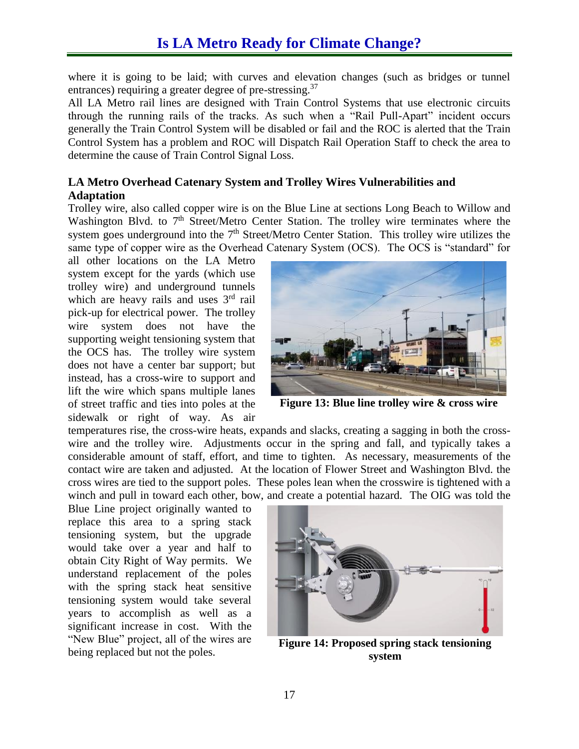where it is going to be laid; with curves and elevation changes (such as bridges or tunnel entrances) requiring a greater degree of pre-stressing.[37]

All LA Metro rail lines are designed with Train Control Systems that use electronic circuits through the running rails of the tracks. As such when a "Rail Pull-Apart" incident occurs generally the Train Control System will be disabled or fail and the ROC is alerted that the Train Control System has a problem and ROC will Dispatch Rail Operation Staff to check the area to determine the cause of Train Control Signal Loss.

**LA Metro Overhead Catenary System and Trolley Wires Vulnerabilities and Adaptation**

Trolley wire, also called copper wire is on the Blue Line at sections Long Beach to Willow and Washington Blvd. to 7th Street/Metro Center Station. The trolley wire terminates where the system goes underground into the 7th Street/Metro Center Station. This trolley wire utilizes the same type of copper wire as the Overhead Catenary System (OCS). The OCS is "standard" for all other locations on the LA Metro system except for the yards (which use trolley wire) and underground tunnels which are heavy rails and uses 3rd rail pick-up for electrical power. The trolley wire system does not have the supporting weight tensioning system that the OCS has. The trolley wire system does not have a center bar support; but instead, has a cross-wire to support and lift the wire which spans multiple lanes of street traffic and ties into poles at the sidewalk or right of way. As air temperatures rise, the cross-wire heats, expands and slacks, creating a sagging in both the cross-wire and the trolley wire. Adjustments occur in the spring and fall, and typically takes a considerable amount of staff, effort, and time to tighten. As necessary, measurements of the contact wire are taken and adjusted. At the location of Flower Street and Washington Blvd. the cross wires are tied to the support poles. These poles lean when the crosswire is tightened with a winch and pull in toward each other, bow, and create a potential hazard. The OIG was told the Blue Line project originally wanted to replace this area to a spring stack tensioning system, but the upgrade would take over a year and half to obtain City Right of Way permits. We understand replacement of the poles with the spring stack heat sensitive tensioning system would take several years to accomplish as well as a significant increase in cost. With the "New Blue" project, all of the wires are being replaced but not the poles.

**Figure 13: Blue line trolley wire & cross wire**

**Figure 14: Proposed spring stack tensioning system**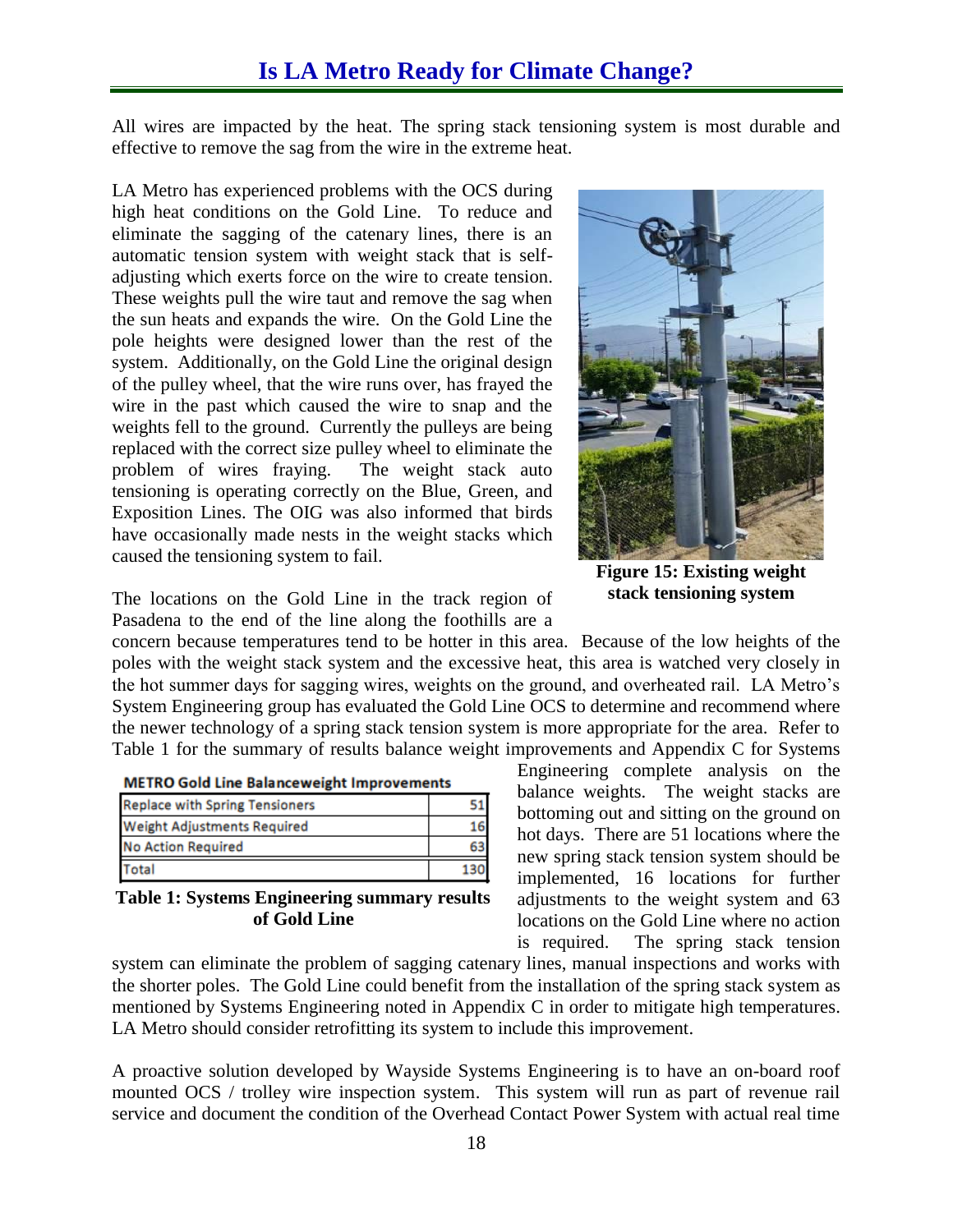All wires are impacted by the heat. The spring stack tensioning system is most durable and effective to remove the sag from the wire in the extreme heat.

LA Metro has experienced problems with the OCS during high heat conditions on the Gold Line. To reduce and eliminate the sagging of the catenary lines, there is an automatic tension system with weight stack that is self-adjusting which exerts force on the wire to create tension. These weights pull the wire taut and remove the sag when the sun heats and expands the wire. On the Gold Line the pole heights were designed lower than the rest of the system. Additionally, on the Gold Line the original design of the pulley wheel, that the wire runs over, has frayed the wire in the past which caused the wire to snap and the weights fell to the ground. Currently the pulleys are being replaced with the correct size pulley wheel to eliminate the problem of wires fraying. The weight stack auto tensioning is operating correctly on the Blue, Green, and Exposition Lines. The OIG was also informed that birds have occasionally made nests in the weight stacks which caused the tensioning system to fail.

**Figure 15: Existing weight stack tensioning system**

The locations on the Gold Line in the track region of Pasadena to the end of the line along the foothills are a concern because temperatures tend to be hotter in this area. Because of the low heights of the poles with the weight stack system and the excessive heat, this area is watched very closely in the hot summer days for sagging wires, weights on the ground, and overheated rail. LA Metro's System Engineering group has evaluated the Gold Line OCS to determine and recommend where the newer technology of a spring stack tension system is more appropriate for the area. Refer to Table 1 for the summary of results balance weight improvements and Appendix C for Systems Engineering complete analysis on the balance weights. The weight stacks are bottoming out and sitting on the ground on hot days. There are 51 locations where the new spring stack tension system should be implemented, 16 locations for further adjustments to the weight system and 63 locations on the Gold Line where no action is required. The spring stack tension system can eliminate the problem of sagging catenary lines, manual inspections and works with the shorter poles. The Gold Line could benefit from the installation of the spring stack system as mentioned by Systems Engineering noted in Appendix C in order to mitigate high temperatures. LA Metro should consider retrofitting its system to include this improvement.

**METRO Gold Line Balanceweight Improvements**

| | |
|---|---|
| Replace with Spring Tensioners | 51 |
| Weight Adjustments Required | 16 |
| No Action Required | 63 |
| Total | 130 |

**Table 1: Systems Engineering summary results of Gold Line**

A proactive solution developed by Wayside Systems Engineering is to have an on-board roof mounted OCS / trolley wire inspection system. This system will run as part of revenue rail service and document the condition of the Overhead Contact Power System with actual real time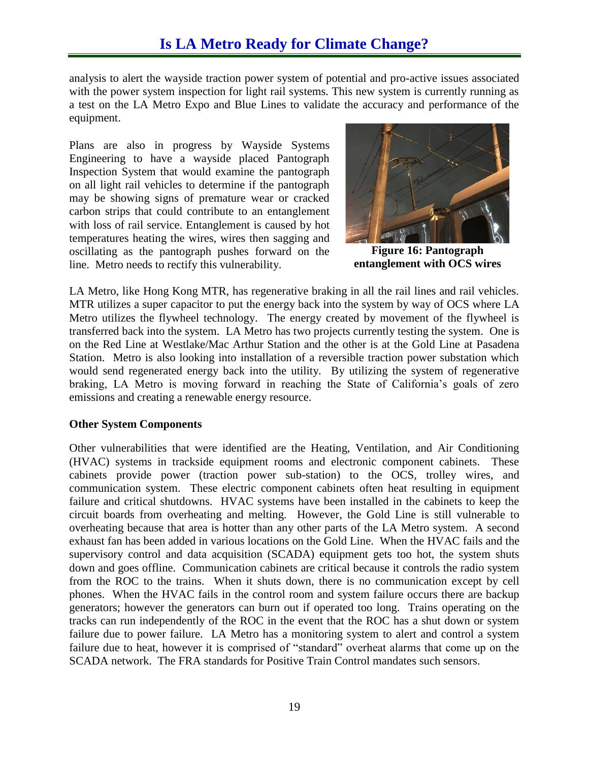analysis to alert the wayside traction power system of potential and pro-active issues associated with the power system inspection for light rail systems. This new system is currently running as a test on the LA Metro Expo and Blue Lines to validate the accuracy and performance of the equipment.

Plans are also in progress by Wayside Systems Engineering to have a wayside placed Pantograph Inspection System that would examine the pantograph on all light rail vehicles to determine if the pantograph may be showing signs of premature wear or cracked carbon strips that could contribute to an entanglement with loss of rail service. Entanglement is caused by hot temperatures heating the wires, wires then sagging and oscillating as the pantograph pushes forward on the line. Metro needs to rectify this vulnerability.

**Figure 16: Pantograph entanglement with OCS wires**

LA Metro, like Hong Kong MTR, has regenerative braking in all the rail lines and rail vehicles. MTR utilizes a super capacitor to put the energy back into the system by way of OCS where LA Metro utilizes the flywheel technology. The energy created by movement of the flywheel is transferred back into the system. LA Metro has two projects currently testing the system. One is on the Red Line at Westlake/Mac Arthur Station and the other is at the Gold Line at Pasadena Station. Metro is also looking into installation of a reversible traction power substation which would send regenerated energy back into the utility. By utilizing the system of regenerative braking, LA Metro is moving forward in reaching the State of California's goals of zero emissions and creating a renewable energy resource.

**Other System Components**

Other vulnerabilities that were identified are the Heating, Ventilation, and Air Conditioning (HVAC) systems in trackside equipment rooms and electronic component cabinets. These cabinets provide power (traction power sub-station) to the OCS, trolley wires, and communication system. These electric component cabinets often heat resulting in equipment failure and critical shutdowns. HVAC systems have been installed in the cabinets to keep the circuit boards from overheating and melting. However, the Gold Line is still vulnerable to overheating because that area is hotter than any other parts of the LA Metro system. A second exhaust fan has been added in various locations on the Gold Line. When the HVAC fails and the supervisory control and data acquisition (SCADA) equipment gets too hot, the system shuts down and goes offline. Communication cabinets are critical because it controls the radio system from the ROC to the trains. When it shuts down, there is no communication except by cell phones. When the HVAC fails in the control room and system failure occurs there are backup generators; however the generators can burn out if operated too long. Trains operating on the tracks can run independently of the ROC in the event that the ROC has a shut down or system failure due to power failure. LA Metro has a monitoring system to alert and control a system failure due to heat, however it is comprised of "standard" overheat alarms that come up on the SCADA network. The FRA standards for Positive Train Control mandates such sensors.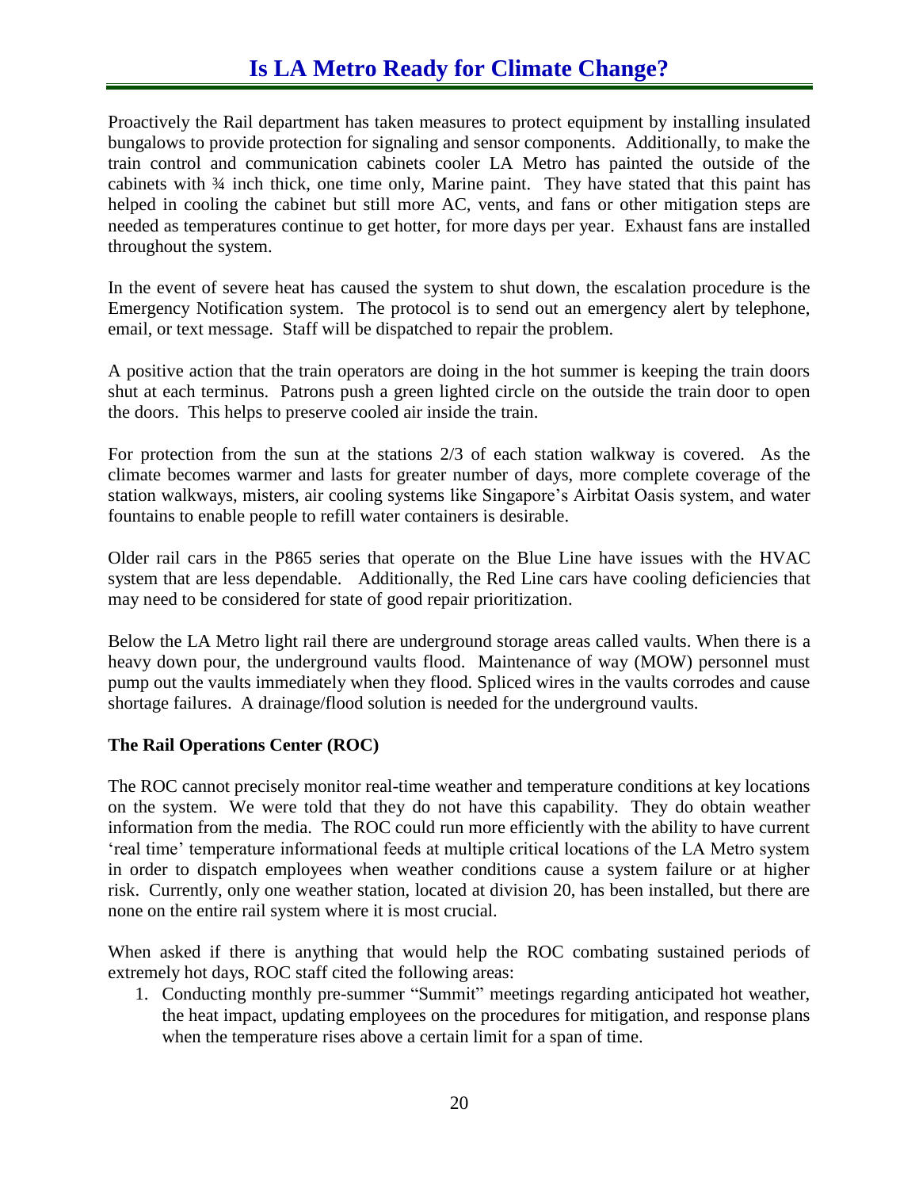Proactively the Rail department has taken measures to protect equipment by installing insulated bungalows to provide protection for signaling and sensor components. Additionally, to make the train control and communication cabinets cooler LA Metro has painted the outside of the cabinets with ¾ inch thick, one time only, Marine paint. They have stated that this paint has helped in cooling the cabinet but still more AC, vents, and fans or other mitigation steps are needed as temperatures continue to get hotter, for more days per year. Exhaust fans are installed throughout the system.

In the event of severe heat has caused the system to shut down, the escalation procedure is the Emergency Notification system. The protocol is to send out an emergency alert by telephone, email, or text message. Staff will be dispatched to repair the problem.

A positive action that the train operators are doing in the hot summer is keeping the train doors shut at each terminus. Patrons push a green lighted circle on the outside the train door to open the doors. This helps to preserve cooled air inside the train.

For protection from the sun at the stations 2/3 of each station walkway is covered. As the climate becomes warmer and lasts for greater number of days, more complete coverage of the station walkways, misters, air cooling systems like Singapore's Airbitat Oasis system, and water fountains to enable people to refill water containers is desirable.

Older rail cars in the P865 series that operate on the Blue Line have issues with the HVAC system that are less dependable. Additionally, the Red Line cars have cooling deficiencies that may need to be considered for state of good repair prioritization.

Below the LA Metro light rail there are underground storage areas called vaults. When there is a heavy down pour, the underground vaults flood. Maintenance of way (MOW) personnel must pump out the vaults immediately when they flood. Spliced wires in the vaults corrodes and cause shortage failures. A drainage/flood solution is needed for the underground vaults.

**The Rail Operations Center (ROC)**

The ROC cannot precisely monitor real-time weather and temperature conditions at key locations on the system. We were told that they do not have this capability. They do obtain weather information from the media. The ROC could run more efficiently with the ability to have current 'real time' temperature informational feeds at multiple critical locations of the LA Metro system in order to dispatch employees when weather conditions cause a system failure or at higher risk. Currently, only one weather station, located at division 20, has been installed, but there are none on the entire rail system where it is most crucial.

When asked if there is anything that would help the ROC combating sustained periods of extremely hot days, ROC staff cited the following areas:

1. Conducting monthly pre-summer "Summit" meetings regarding anticipated hot weather, the heat impact, updating employees on the procedures for mitigation, and response plans when the temperature rises above a certain limit for a span of time.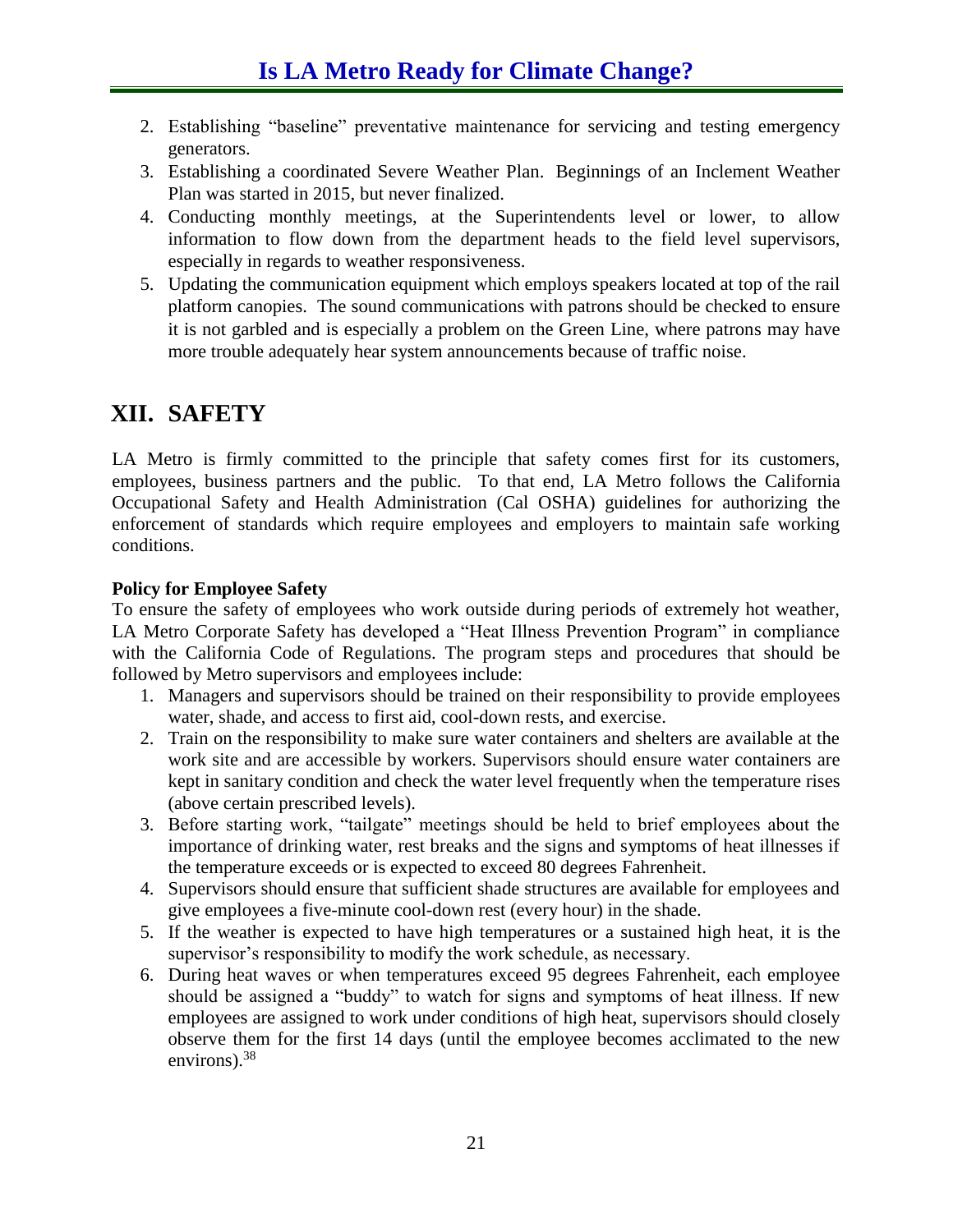2. Establishing "baseline" preventative maintenance for servicing and testing emergency generators.
3. Establishing a coordinated Severe Weather Plan. Beginnings of an Inclement Weather Plan was started in 2015, but never finalized.
4. Conducting monthly meetings, at the Superintendents level or lower, to allow information to flow down from the department heads to the field level supervisors, especially in regards to weather responsiveness.
5. Updating the communication equipment which employs speakers located at top of the rail platform canopies. The sound communications with patrons should be checked to ensure it is not garbled and is especially a problem on the Green Line, where patrons may have more trouble adequately hear system announcements because of traffic noise.

## XII. SAFETY

LA Metro is firmly committed to the principle that safety comes first for its customers, employees, business partners and the public. To that end, LA Metro follows the California Occupational Safety and Health Administration (Cal OSHA) guidelines for authorizing the enforcement of standards which require employees and employers to maintain safe working conditions.

**Policy for Employee Safety**

To ensure the safety of employees who work outside during periods of extremely hot weather, LA Metro Corporate Safety has developed a "Heat Illness Prevention Program" in compliance with the California Code of Regulations. The program steps and procedures that should be followed by Metro supervisors and employees include:

1. Managers and supervisors should be trained on their responsibility to provide employees water, shade, and access to first aid, cool-down rests, and exercise.
2. Train on the responsibility to make sure water containers and shelters are available at the work site and are accessible by workers. Supervisors should ensure water containers are kept in sanitary condition and check the water level frequently when the temperature rises (above certain prescribed levels).
3. Before starting work, "tailgate" meetings should be held to brief employees about the importance of drinking water, rest breaks and the signs and symptoms of heat illnesses if the temperature exceeds or is expected to exceed 80 degrees Fahrenheit.
4. Supervisors should ensure that sufficient shade structures are available for employees and give employees a five-minute cool-down rest (every hour) in the shade.
5. If the weather is expected to have high temperatures or a sustained high heat, it is the supervisor's responsibility to modify the work schedule, as necessary.
6. During heat waves or when temperatures exceed 95 degrees Fahrenheit, each employee should be assigned a "buddy" to watch for signs and symptoms of heat illness. If new employees are assigned to work under conditions of high heat, supervisors should closely observe them for the first 14 days (until the employee becomes acclimated to the new environs).[38]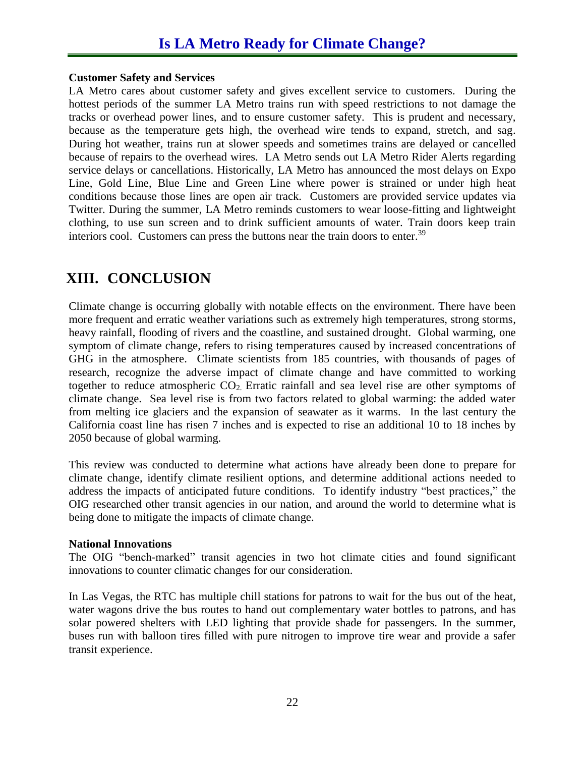### Customer Safety and Services

LA Metro cares about customer safety and gives excellent service to customers. During the hottest periods of the summer LA Metro trains run with speed restrictions to not damage the tracks or overhead power lines, and to ensure customer safety. This is prudent and necessary, because as the temperature gets high, the overhead wire tends to expand, stretch, and sag. During hot weather, trains run at slower speeds and sometimes trains are delayed or cancelled because of repairs to the overhead wires. LA Metro sends out LA Metro Rider Alerts regarding service delays or cancellations. Historically, LA Metro has announced the most delays on Expo Line, Gold Line, Blue Line and Green Line where power is strained or under high heat conditions because those lines are open air track. Customers are provided service updates via Twitter. During the summer, LA Metro reminds customers to wear loose-fitting and lightweight clothing, to use sun screen and to drink sufficient amounts of water. Train doors keep train interiors cool. Customers can press the buttons near the train doors to enter.[39]

## XIII. CONCLUSION

Climate change is occurring globally with notable effects on the environment. There have been more frequent and erratic weather variations such as extremely high temperatures, strong storms, heavy rainfall, flooding of rivers and the coastline, and sustained drought. Global warming, one symptom of climate change, refers to rising temperatures caused by increased concentrations of GHG in the atmosphere. Climate scientists from 185 countries, with thousands of pages of research, recognize the adverse impact of climate change and have committed to working together to reduce atmospheric $CO_2$. Erratic rainfall and sea level rise are other symptoms of climate change. Sea level rise is from two factors related to global warming: the added water from melting ice glaciers and the expansion of seawater as it warms. In the last century the California coast line has risen 7 inches and is expected to rise an additional 10 to 18 inches by 2050 because of global warming.

This review was conducted to determine what actions have already been done to prepare for climate change, identify climate resilient options, and determine additional actions needed to address the impacts of anticipated future conditions. To identify industry "best practices," the OIG researched other transit agencies in our nation, and around the world to determine what is being done to mitigate the impacts of climate change.

### National Innovations

The OIG "bench-marked" transit agencies in two hot climate cities and found significant innovations to counter climatic changes for our consideration.

In Las Vegas, the RTC has multiple chill stations for patrons to wait for the bus out of the heat, water wagons drive the bus routes to hand out complementary water bottles to patrons, and has solar powered shelters with LED lighting that provide shade for passengers. In the summer, buses run with balloon tires filled with pure nitrogen to improve tire wear and provide a safer transit experience.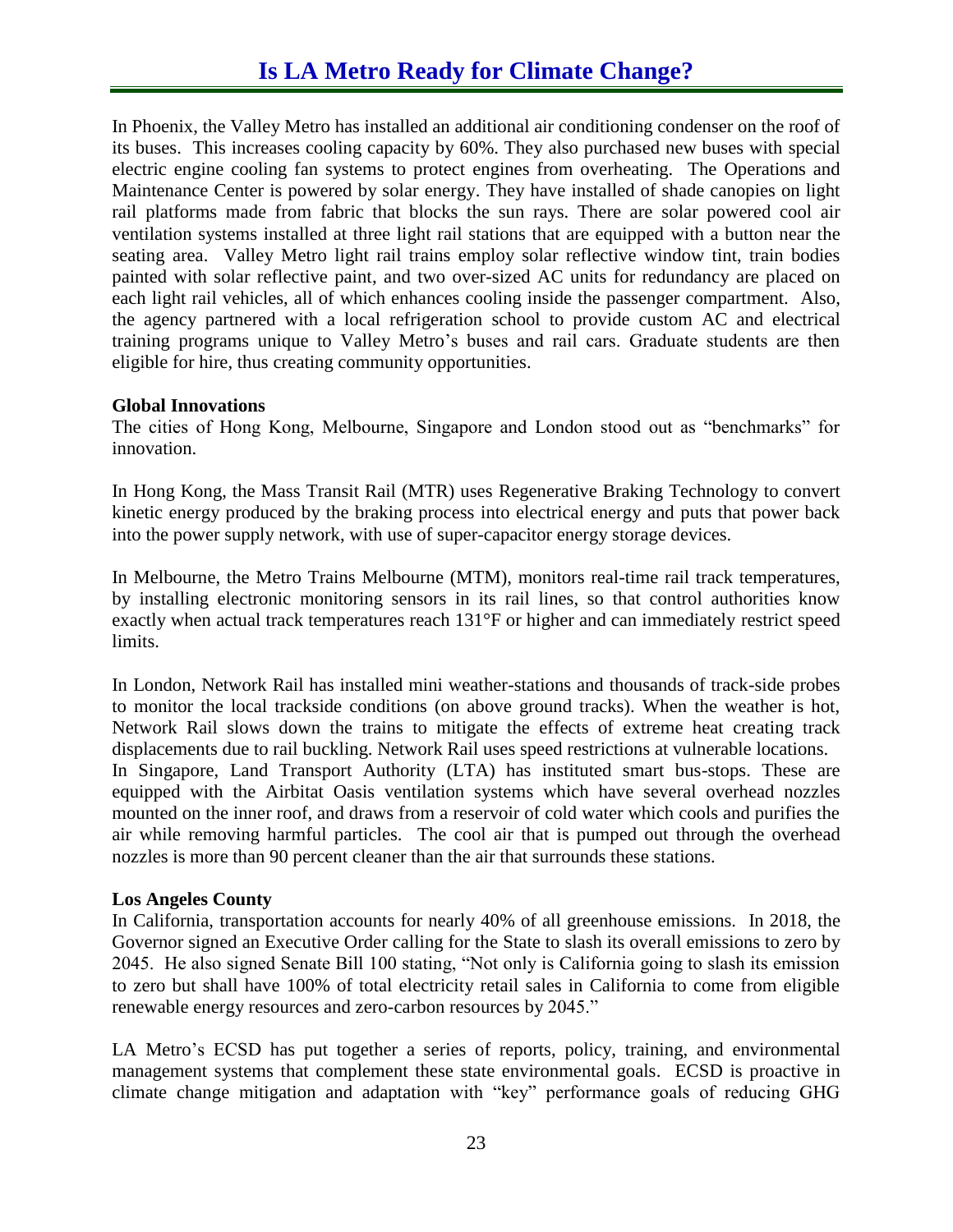In Phoenix, the Valley Metro has installed an additional air conditioning condenser on the roof of its buses. This increases cooling capacity by 60%. They also purchased new buses with special electric engine cooling fan systems to protect engines from overheating. The Operations and Maintenance Center is powered by solar energy. They have installed of shade canopies on light rail platforms made from fabric that blocks the sun rays. There are solar powered cool air ventilation systems installed at three light rail stations that are equipped with a button near the seating area. Valley Metro light rail trains employ solar reflective window tint, train bodies painted with solar reflective paint, and two over-sized AC units for redundancy are placed on each light rail vehicles, all of which enhances cooling inside the passenger compartment. Also, the agency partnered with a local refrigeration school to provide custom AC and electrical training programs unique to Valley Metro's buses and rail cars. Graduate students are then eligible for hire, thus creating community opportunities.

**Global Innovations**

The cities of Hong Kong, Melbourne, Singapore and London stood out as "benchmarks" for innovation.

In Hong Kong, the Mass Transit Rail (MTR) uses Regenerative Braking Technology to convert kinetic energy produced by the braking process into electrical energy and puts that power back into the power supply network, with use of super-capacitor energy storage devices.

In Melbourne, the Metro Trains Melbourne (MTM), monitors real-time rail track temperatures, by installing electronic monitoring sensors in its rail lines, so that control authorities know exactly when actual track temperatures reach 131°F or higher and can immediately restrict speed limits.

In London, Network Rail has installed mini weather-stations and thousands of track-side probes to monitor the local trackside conditions (on above ground tracks). When the weather is hot, Network Rail slows down the trains to mitigate the effects of extreme heat creating track displacements due to rail buckling. Network Rail uses speed restrictions at vulnerable locations.

In Singapore, Land Transport Authority (LTA) has instituted smart bus-stops. These are equipped with the Airbitat Oasis ventilation systems which have several overhead nozzles mounted on the inner roof, and draws from a reservoir of cold water which cools and purifies the air while removing harmful particles. The cool air that is pumped out through the overhead nozzles is more than 90 percent cleaner than the air that surrounds these stations.

**Los Angeles County**

In California, transportation accounts for nearly 40% of all greenhouse emissions. In 2018, the Governor signed an Executive Order calling for the State to slash its overall emissions to zero by 2045. He also signed Senate Bill 100 stating, "Not only is California going to slash its emission to zero but shall have 100% of total electricity retail sales in California to come from eligible renewable energy resources and zero-carbon resources by 2045."

LA Metro's ECSD has put together a series of reports, policy, training, and environmental management systems that complement these state environmental goals. ECSD is proactive in climate change mitigation and adaptation with "key" performance goals of reducing GHG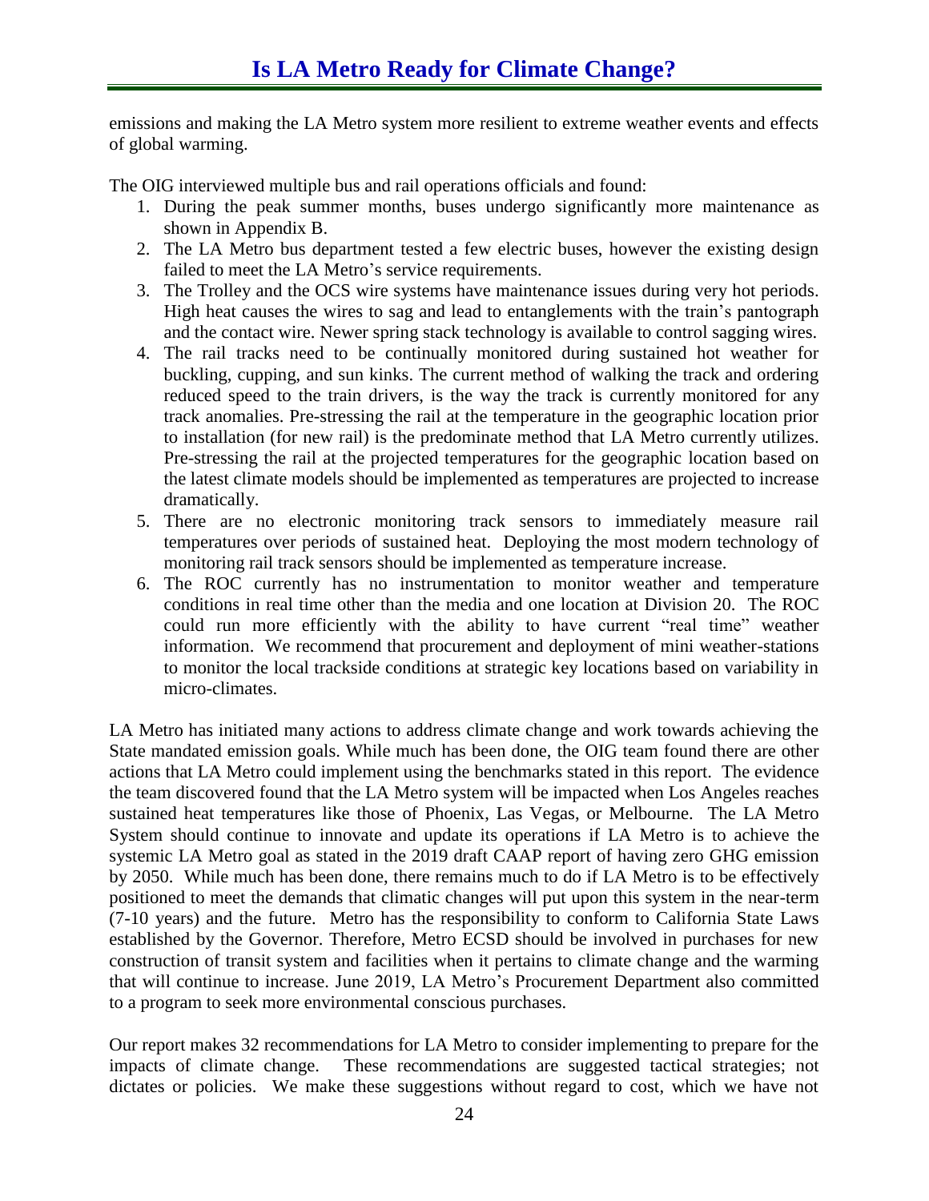emissions and making the LA Metro system more resilient to extreme weather events and effects of global warming.

The OIG interviewed multiple bus and rail operations officials and found:

1. During the peak summer months, buses undergo significantly more maintenance as shown in Appendix B.
2. The LA Metro bus department tested a few electric buses, however the existing design failed to meet the LA Metro's service requirements.
3. The Trolley and the OCS wire systems have maintenance issues during very hot periods. High heat causes the wires to sag and lead to entanglements with the train's pantograph and the contact wire. Newer spring stack technology is available to control sagging wires.
4. The rail tracks need to be continually monitored during sustained hot weather for buckling, cupping, and sun kinks. The current method of walking the track and ordering reduced speed to the train drivers, is the way the track is currently monitored for any track anomalies. Pre-stressing the rail at the temperature in the geographic location prior to installation (for new rail) is the predominate method that LA Metro currently utilizes. Pre-stressing the rail at the projected temperatures for the geographic location based on the latest climate models should be implemented as temperatures are projected to increase dramatically.
5. There are no electronic monitoring track sensors to immediately measure rail temperatures over periods of sustained heat. Deploying the most modern technology of monitoring rail track sensors should be implemented as temperature increase.
6. The ROC currently has no instrumentation to monitor weather and temperature conditions in real time other than the media and one location at Division 20. The ROC could run more efficiently with the ability to have current "real time" weather information. We recommend that procurement and deployment of mini weather-stations to monitor the local trackside conditions at strategic key locations based on variability in micro-climates.

LA Metro has initiated many actions to address climate change and work towards achieving the State mandated emission goals. While much has been done, the OIG team found there are other actions that LA Metro could implement using the benchmarks stated in this report. The evidence the team discovered found that the LA Metro system will be impacted when Los Angeles reaches sustained heat temperatures like those of Phoenix, Las Vegas, or Melbourne. The LA Metro System should continue to innovate and update its operations if LA Metro is to achieve the systemic LA Metro goal as stated in the 2019 draft CAAP report of having zero GHG emission by 2050. While much has been done, there remains much to do if LA Metro is to be effectively positioned to meet the demands that climatic changes will put upon this system in the near-term (7-10 years) and the future. Metro has the responsibility to conform to California State Laws established by the Governor. Therefore, Metro ECSD should be involved in purchases for new construction of transit system and facilities when it pertains to climate change and the warming that will continue to increase. June 2019, LA Metro's Procurement Department also committed to a program to seek more environmental conscious purchases.

Our report makes 32 recommendations for LA Metro to consider implementing to prepare for the impacts of climate change. These recommendations are suggested tactical strategies; not dictates or policies. We make these suggestions without regard to cost, which we have not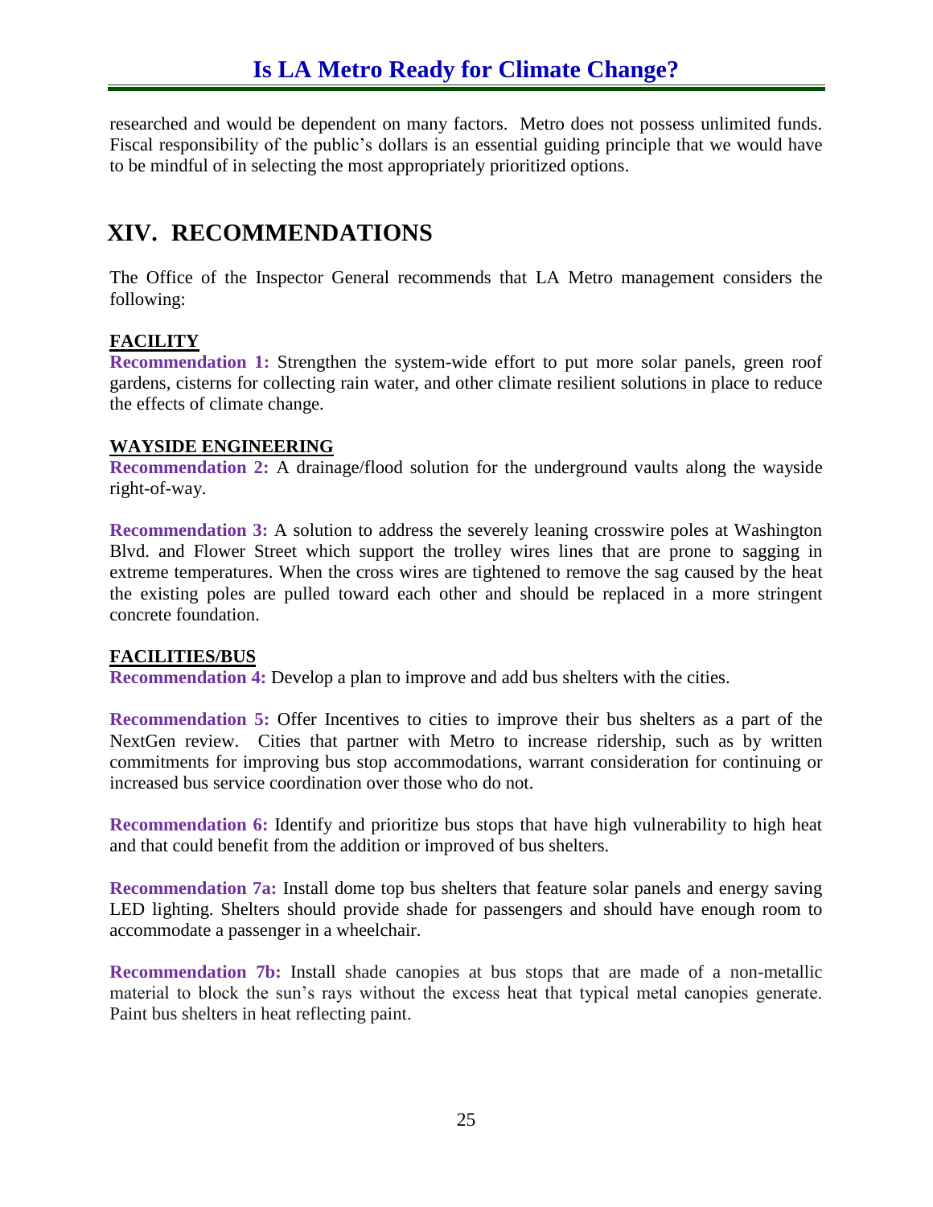researched and would be dependent on many factors. Metro does not possess unlimited funds. Fiscal responsibility of the public's dollars is an essential guiding principle that we would have to be mindful of in selecting the most appropriately prioritized options.

## XIV. RECOMMENDATIONS

The Office of the Inspector General recommends that LA Metro management considers the following:

**FACILITY**

**Recommendation 1:** Strengthen the system-wide effort to put more solar panels, green roof gardens, cisterns for collecting rain water, and other climate resilient solutions in place to reduce the effects of climate change.

**WAYSIDE ENGINEERING**

**Recommendation 2:** A drainage/flood solution for the underground vaults along the wayside right-of-way.

**Recommendation 3:** A solution to address the severely leaning crosswire poles at Washington Blvd. and Flower Street which support the trolley wires lines that are prone to sagging in extreme temperatures. When the cross wires are tightened to remove the sag caused by the heat the existing poles are pulled toward each other and should be replaced in a more stringent concrete foundation.

**FACILITIES/BUS**

**Recommendation 4:** Develop a plan to improve and add bus shelters with the cities.

**Recommendation 5:** Offer Incentives to cities to improve their bus shelters as a part of the NextGen review. Cities that partner with Metro to increase ridership, such as by written commitments for improving bus stop accommodations, warrant consideration for continuing or increased bus service coordination over those who do not.

**Recommendation 6:** Identify and prioritize bus stops that have high vulnerability to high heat and that could benefit from the addition or improved of bus shelters.

**Recommendation 7a:** Install dome top bus shelters that feature solar panels and energy saving LED lighting. Shelters should provide shade for passengers and should have enough room to accommodate a passenger in a wheelchair.

**Recommendation 7b:** Install shade canopies at bus stops that are made of a non-metallic material to block the sun's rays without the excess heat that typical metal canopies generate. Paint bus shelters in heat reflecting paint.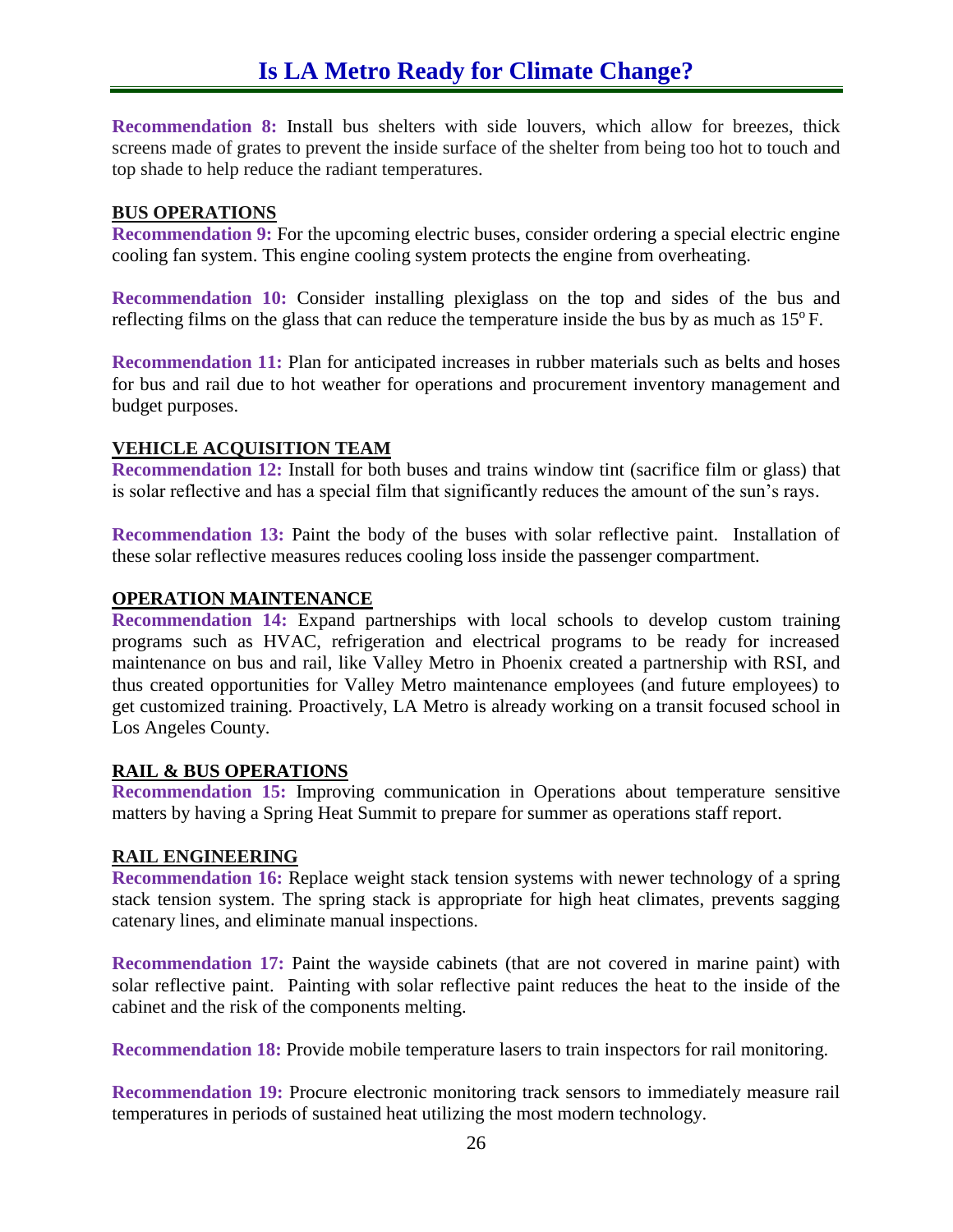**Recommendation 8:** Install bus shelters with side louvers, which allow for breezes, thick screens made of grates to prevent the inside surface of the shelter from being too hot to touch and top shade to help reduce the radiant temperatures.

## BUS OPERATIONS

**Recommendation 9:** For the upcoming electric buses, consider ordering a special electric engine cooling fan system. This engine cooling system protects the engine from overheating.

**Recommendation 10:** Consider installing plexiglass on the top and sides of the bus and reflecting films on the glass that can reduce the temperature inside the bus by as much as $15^{o}$ F.

**Recommendation 11:** Plan for anticipated increases in rubber materials such as belts and hoses for bus and rail due to hot weather for operations and procurement inventory management and budget purposes.

## VEHICLE ACQUISITION TEAM

**Recommendation 12:** Install for both buses and trains window tint (sacrifice film or glass) that is solar reflective and has a special film that significantly reduces the amount of the sun's rays.

**Recommendation 13:** Paint the body of the buses with solar reflective paint. Installation of these solar reflective measures reduces cooling loss inside the passenger compartment.

## OPERATION MAINTENANCE

**Recommendation 14:** Expand partnerships with local schools to develop custom training programs such as HVAC, refrigeration and electrical programs to be ready for increased maintenance on bus and rail, like Valley Metro in Phoenix created a partnership with RSI, and thus created opportunities for Valley Metro maintenance employees (and future employees) to get customized training. Proactively, LA Metro is already working on a transit focused school in Los Angeles County.

## RAIL & BUS OPERATIONS

**Recommendation 15:** Improving communication in Operations about temperature sensitive matters by having a Spring Heat Summit to prepare for summer as operations staff report.

## RAIL ENGINEERING

**Recommendation 16:** Replace weight stack tension systems with newer technology of a spring stack tension system. The spring stack is appropriate for high heat climates, prevents sagging catenary lines, and eliminate manual inspections.

**Recommendation 17:** Paint the wayside cabinets (that are not covered in marine paint) with solar reflective paint. Painting with solar reflective paint reduces the heat to the inside of the cabinet and the risk of the components melting.

**Recommendation 18:** Provide mobile temperature lasers to train inspectors for rail monitoring.

**Recommendation 19:** Procure electronic monitoring track sensors to immediately measure rail temperatures in periods of sustained heat utilizing the most modern technology.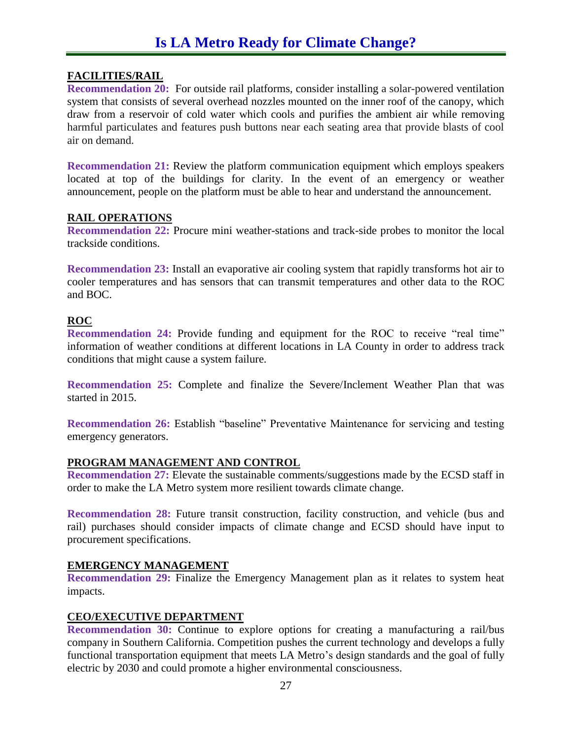**FACILITIES/RAIL**

**Recommendation 20:** For outside rail platforms, consider installing a solar-powered ventilation system that consists of several overhead nozzles mounted on the inner roof of the canopy, which draw from a reservoir of cold water which cools and purifies the ambient air while removing harmful particulates and features push buttons near each seating area that provide blasts of cool air on demand.

**Recommendation 21:** Review the platform communication equipment which employs speakers located at top of the buildings for clarity. In the event of an emergency or weather announcement, people on the platform must be able to hear and understand the announcement.

**RAIL OPERATIONS**

**Recommendation 22:** Procure mini weather-stations and track-side probes to monitor the local trackside conditions.

**Recommendation 23:** Install an evaporative air cooling system that rapidly transforms hot air to cooler temperatures and has sensors that can transmit temperatures and other data to the ROC and BOC.

**ROC**

**Recommendation 24:** Provide funding and equipment for the ROC to receive "real time" information of weather conditions at different locations in LA County in order to address track conditions that might cause a system failure.

**Recommendation 25:** Complete and finalize the Severe/Inclement Weather Plan that was started in 2015.

**Recommendation 26:** Establish "baseline" Preventative Maintenance for servicing and testing emergency generators.

**PROGRAM MANAGEMENT AND CONTROL**

**Recommendation 27:** Elevate the sustainable comments/suggestions made by the ECSD staff in order to make the LA Metro system more resilient towards climate change.

**Recommendation 28:** Future transit construction, facility construction, and vehicle (bus and rail) purchases should consider impacts of climate change and ECSD should have input to procurement specifications.

**EMERGENCY MANAGEMENT**

**Recommendation 29:** Finalize the Emergency Management plan as it relates to system heat impacts.

**CEO/EXECUTIVE DEPARTMENT**

**Recommendation 30:** Continue to explore options for creating a manufacturing a rail/bus company in Southern California. Competition pushes the current technology and develops a fully functional transportation equipment that meets LA Metro's design standards and the goal of fully electric by 2030 and could promote a higher environmental consciousness.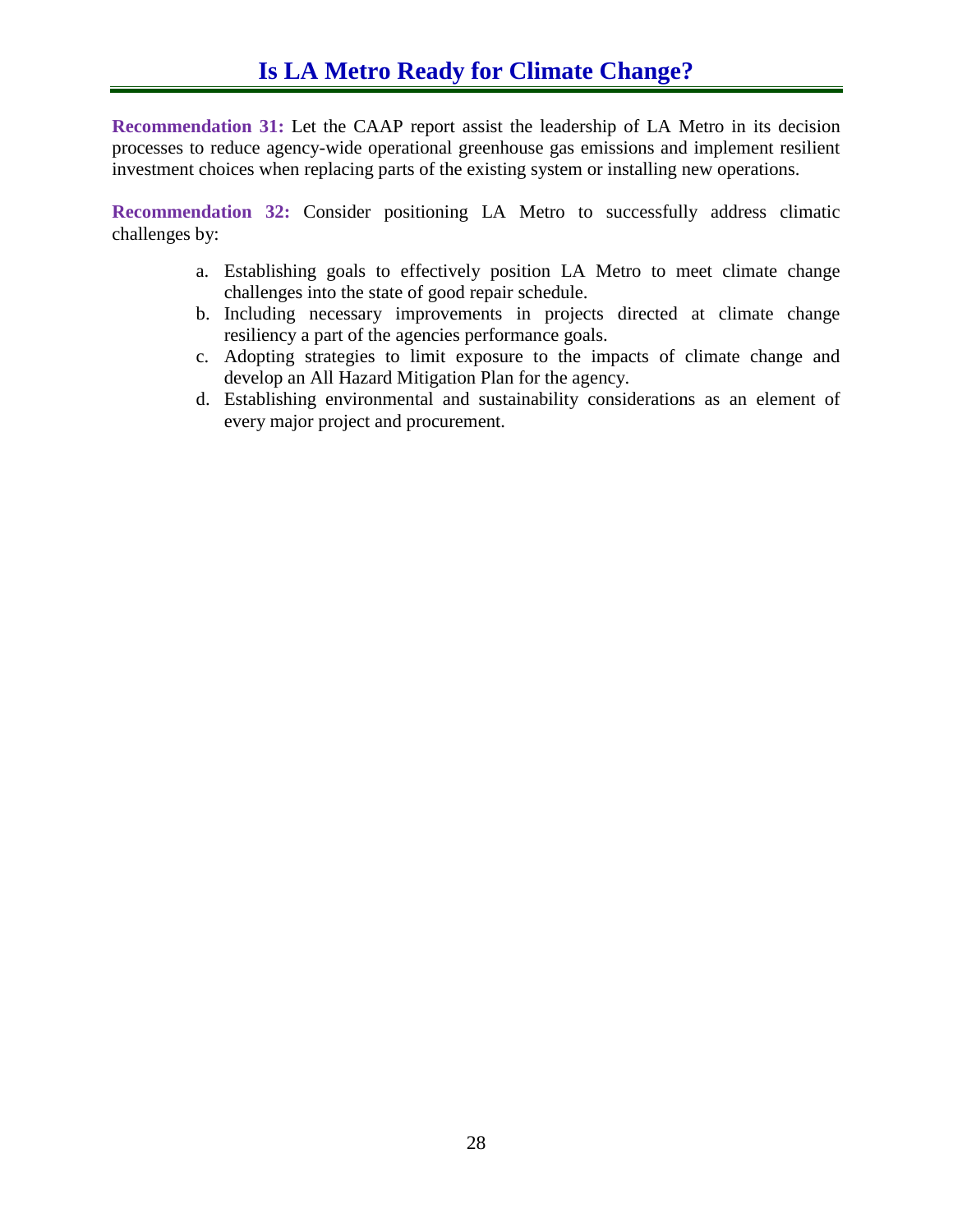**Recommendation 31:** Let the CAAP report assist the leadership of LA Metro in its decision processes to reduce agency-wide operational greenhouse gas emissions and implement resilient investment choices when replacing parts of the existing system or installing new operations.

**Recommendation 32:** Consider positioning LA Metro to successfully address climatic challenges by:

a. Establishing goals to effectively position LA Metro to meet climate change challenges into the state of good repair schedule.
b. Including necessary improvements in projects directed at climate change resiliency a part of the agencies performance goals.
c. Adopting strategies to limit exposure to the impacts of climate change and develop an All Hazard Mitigation Plan for the agency.
d. Establishing environmental and sustainability considerations as an element of every major project and procurement.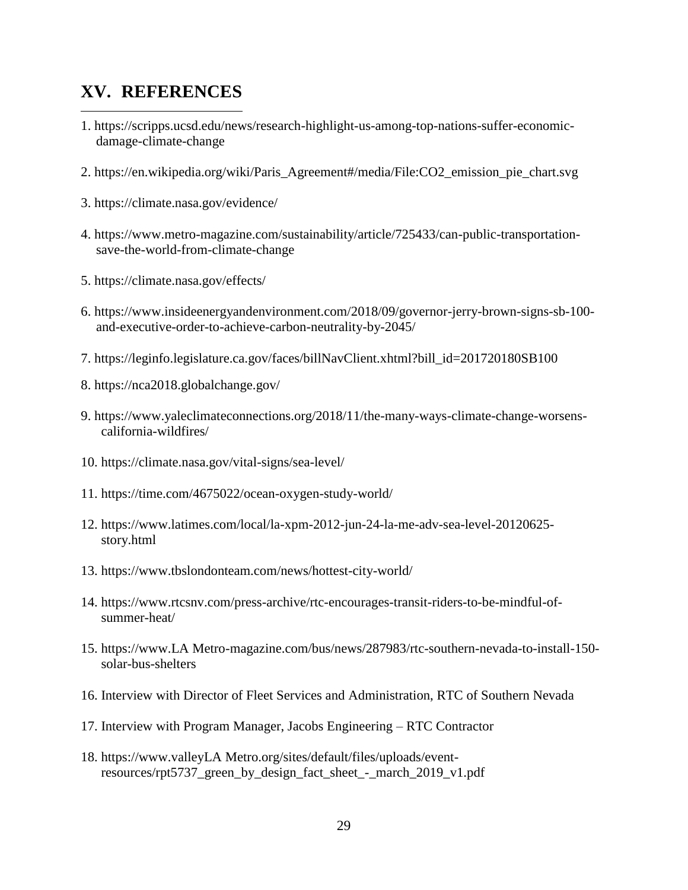# XV. REFERENCES

1. https://scripps.ucsd.edu/news/research-highlight-us-among-top-nations-suffer-economic-damage-climate-change

2. https://en.wikipedia.org/wiki/Paris_Agreement#/media/File:CO2_emission_pie_chart.svg

3. https://climate.nasa.gov/evidence/

4. https://www.metro-magazine.com/sustainability/article/725433/can-public-transportation-save-the-world-from-climate-change

5. https://climate.nasa.gov/effects/

6. https://www.insideenergyandenvironment.com/2018/09/governor-jerry-brown-signs-sb-100-and-executive-order-to-achieve-carbon-neutrality-by-2045/

7. https://leginfo.legislature.ca.gov/faces/billNavClient.xhtml?bill_id=201720180SB100

8. https://nca2018.globalchange.gov/

9. https://www.yaleclimateconnections.org/2018/11/the-many-ways-climate-change-worsens-california-wildfires/

10. https://climate.nasa.gov/vital-signs/sea-level/

11. https://time.com/4675022/ocean-oxygen-study-world/

12. https://www.latimes.com/local/la-xpm-2012-jun-24-la-me-adv-sea-level-20120625-story.html

13. https://www.tbslondonteam.com/news/hottest-city-world/

14. https://www.rtcsnv.com/press-archive/rtc-encourages-transit-riders-to-be-mindful-of-summer-heat/

15. https://www.LA Metro-magazine.com/bus/news/287983/rtc-southern-nevada-to-install-150-solar-bus-shelters

16. Interview with Director of Fleet Services and Administration, RTC of Southern Nevada

17. Interview with Program Manager, Jacobs Engineering – RTC Contractor

18. https://www.valleyLA Metro.org/sites/default/files/uploads/event-resources/rpt5737_green_by_design_fact_sheet_-_march_2019_v1.pdf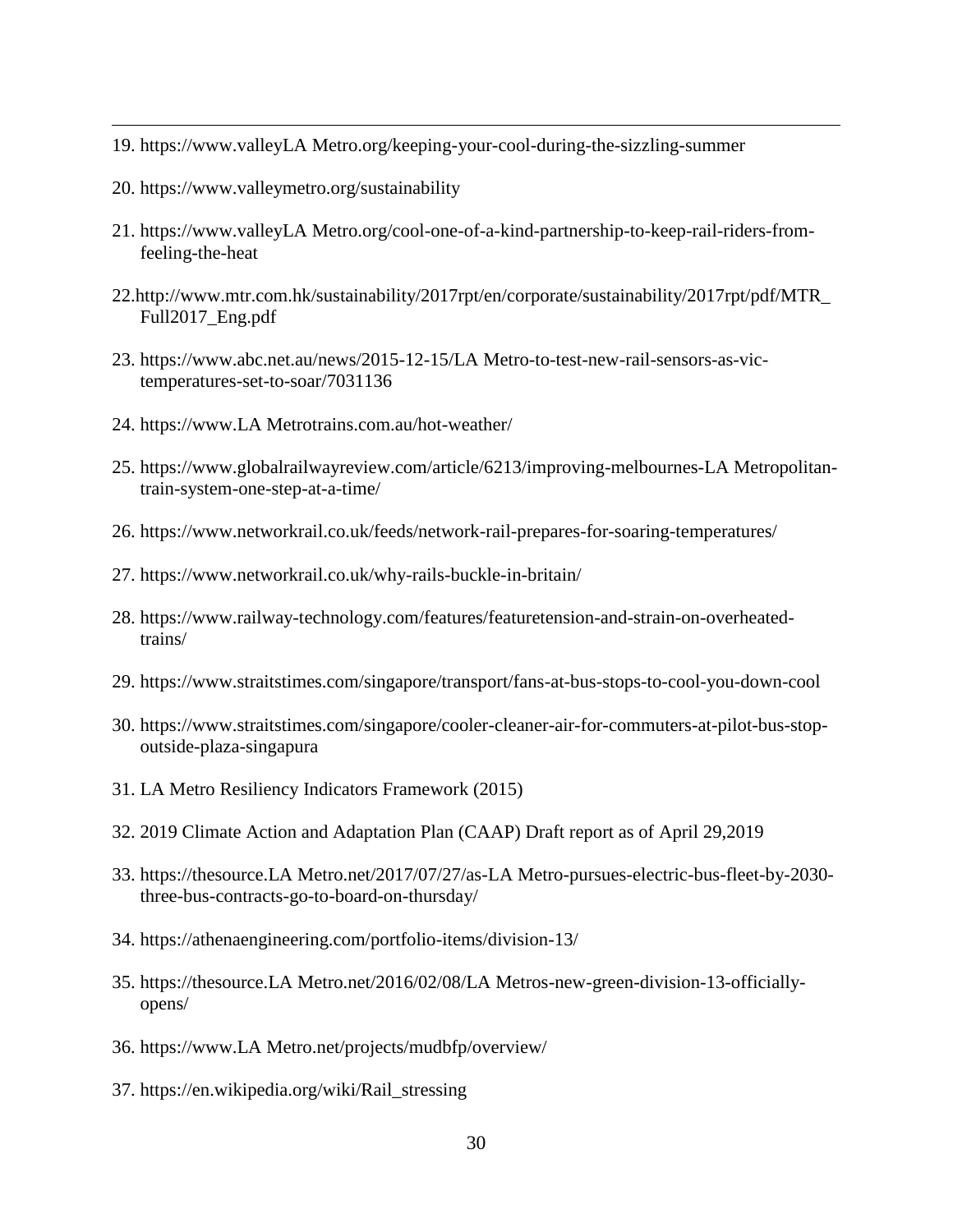19. https://www.valleyLA Metro.org/keeping-your-cool-during-the-sizzling-summer

20. https://www.valleymetro.org/sustainability

21. https://www.valleyLA Metro.org/cool-one-of-a-kind-partnership-to-keep-rail-riders-from-feeling-the-heat

22.http://www.mtr.com.hk/sustainability/2017rpt/en/corporate/sustainability/2017rpt/pdf/MTR_Full2017_Eng.pdf

23. https://www.abc.net.au/news/2015-12-15/LA Metro-to-test-new-rail-sensors-as-vic-temperatures-set-to-soar/7031136

24. https://www.LA Metrotrains.com.au/hot-weather/

25. https://www.globalrailwayreview.com/article/6213/improving-melbournes-LA Metropolitan-train-system-one-step-at-a-time/

26. https://www.networkrail.co.uk/feeds/network-rail-prepares-for-soaring-temperatures/

27. https://www.networkrail.co.uk/why-rails-buckle-in-britain/

28. https://www.railway-technology.com/features/featuretension-and-strain-on-overheated-trains/

29. https://www.straitstimes.com/singapore/transport/fans-at-bus-stops-to-cool-you-down-cool

30. https://www.straitstimes.com/singapore/cooler-cleaner-air-for-commuters-at-pilot-bus-stop-outside-plaza-singapura

31. LA Metro Resiliency Indicators Framework (2015)

32. 2019 Climate Action and Adaptation Plan (CAAP) Draft report as of April 29,2019

33. https://thesource.LA Metro.net/2017/07/27/as-LA Metro-pursues-electric-bus-fleet-by-2030-three-bus-contracts-go-to-board-on-thursday/

34. https://athenaengineering.com/portfolio-items/division-13/

35. https://thesource.LA Metro.net/2016/02/08/LA Metros-new-green-division-13-officially-opens/

36. https://www.LA Metro.net/projects/mudbfp/overview/

37. https://en.wikipedia.org/wiki/Rail_stressing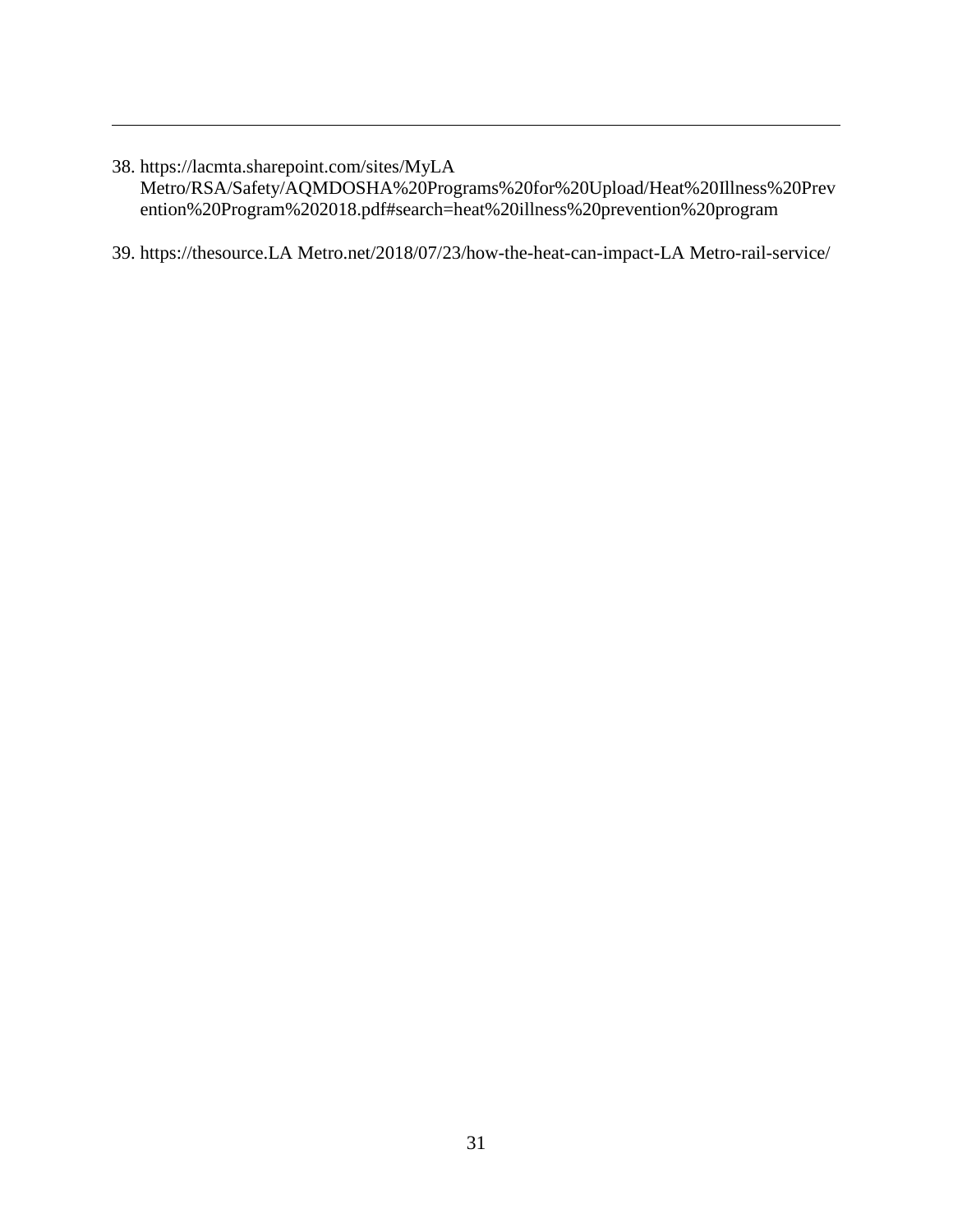38. https://lacmta.sharepoint.com/sites/MyLA Metro/RSA/Safety/AQMDOSHA%20Programs%20for%20Upload/Heat%20Illness%20Prevention%20Program%202018.pdf#search=heat%20illness%20prevention%20program

39. https://thesource.LA Metro.net/2018/07/23/how-the-heat-can-impact-LA Metro-rail-service/